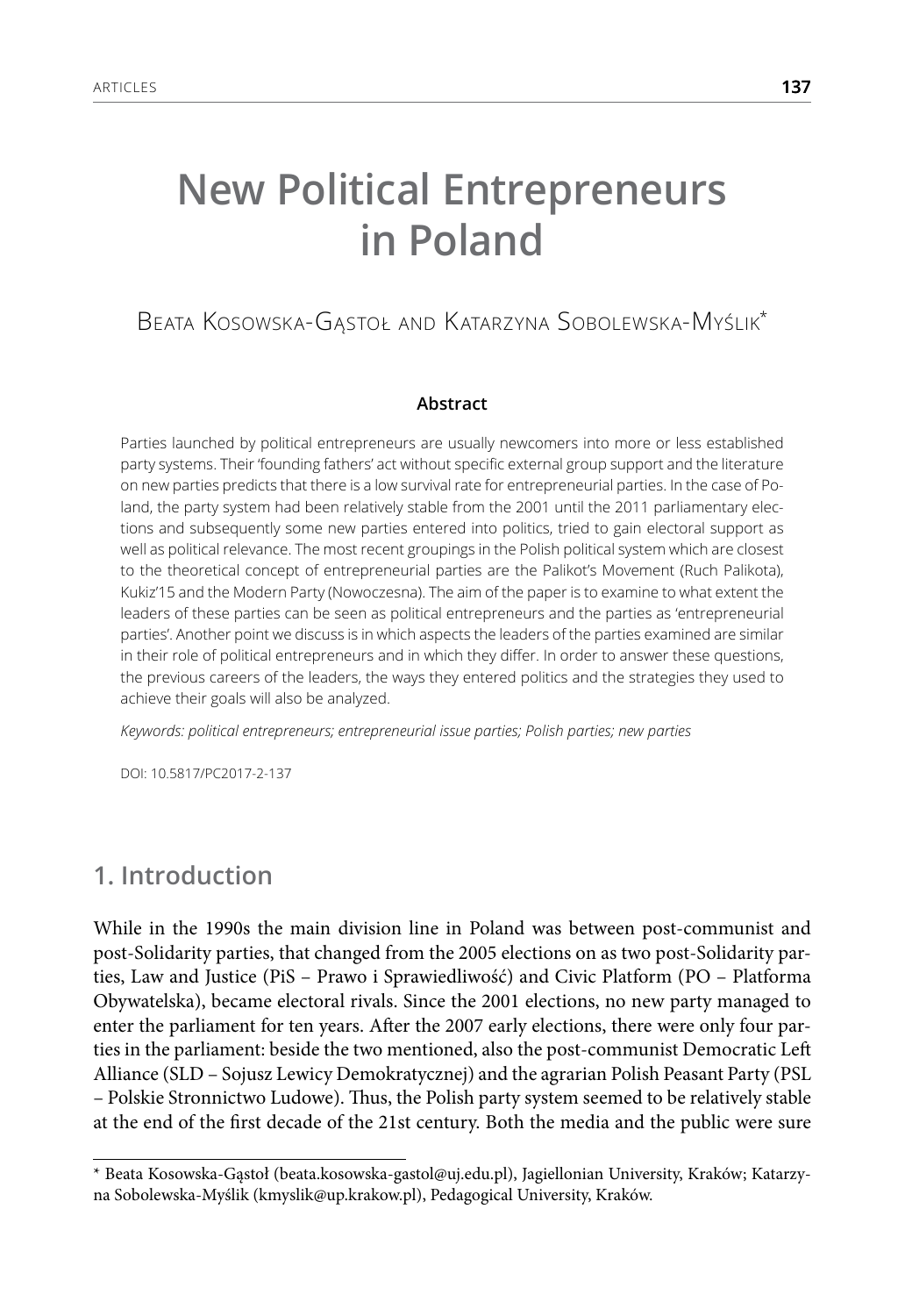# New Political Entrepreneurs in Poland

Beata Kosowska-Gąstoł and Katarzyna Sobolewska-Myślik*

**Abstract**

Parties launched by political entrepreneurs are usually newcomers into more or less established party systems. Their 'founding fathers' act without specific external group support and the literature on new parties predicts that there is a low survival rate for entrepreneurial parties. In the case of Poland, the party system had been relatively stable from the 2001 until the 2011 parliamentary elections and subsequently some new parties entered into politics, tried to gain electoral support as well as political relevance. The most recent groupings in the Polish political system which are closest to the theoretical concept of entrepreneurial parties are the Palikot's Movement (Ruch Palikota), Kukiz'15 and the Modern Party (Nowoczesna). The aim of the paper is to examine to what extent the leaders of these parties can be seen as political entrepreneurs and the parties as 'entrepreneurial parties'. Another point we discuss is in which aspects the leaders of the parties examined are similar in their role of political entrepreneurs and in which they differ. In order to answer these questions, the previous careers of the leaders, the ways they entered politics and the strategies they used to achieve their goals will also be analyzed.

*Keywords: political entrepreneurs; entrepreneurial issue parties; Polish parties; new parties*

DOI: 10.5817/PC2017-2-137

## 1. Introduction

While in the 1990s the main division line in Poland was between post-communist and post-Solidarity parties, that changed from the 2005 elections on as two post-Solidarity parties, Law and Justice (PiS – Prawo i Sprawiedliwość) and Civic Platform (PO – Platforma Obywatelska), became electoral rivals. Since the 2001 elections, no new party managed to enter the parliament for ten years. After the 2007 early elections, there were only four parties in the parliament: beside the two mentioned, also the post-communist Democratic Left Alliance (SLD – Sojusz Lewicy Demokratycznej) and the agrarian Polish Peasant Party (PSL – Polskie Stronnictwo Ludowe). Thus, the Polish party system seemed to be relatively stable at the end of the first decade of the 21st century. Both the media and the public were sure

* Beata Kosowska-Gąstoł (beata.kosowska-gastol@uj.edu.pl), Jagiellonian University, Kraków; Katarzyna Sobolewska-Myślik (kmyslik@up.krakow.pl), Pedagogical University, Kraków.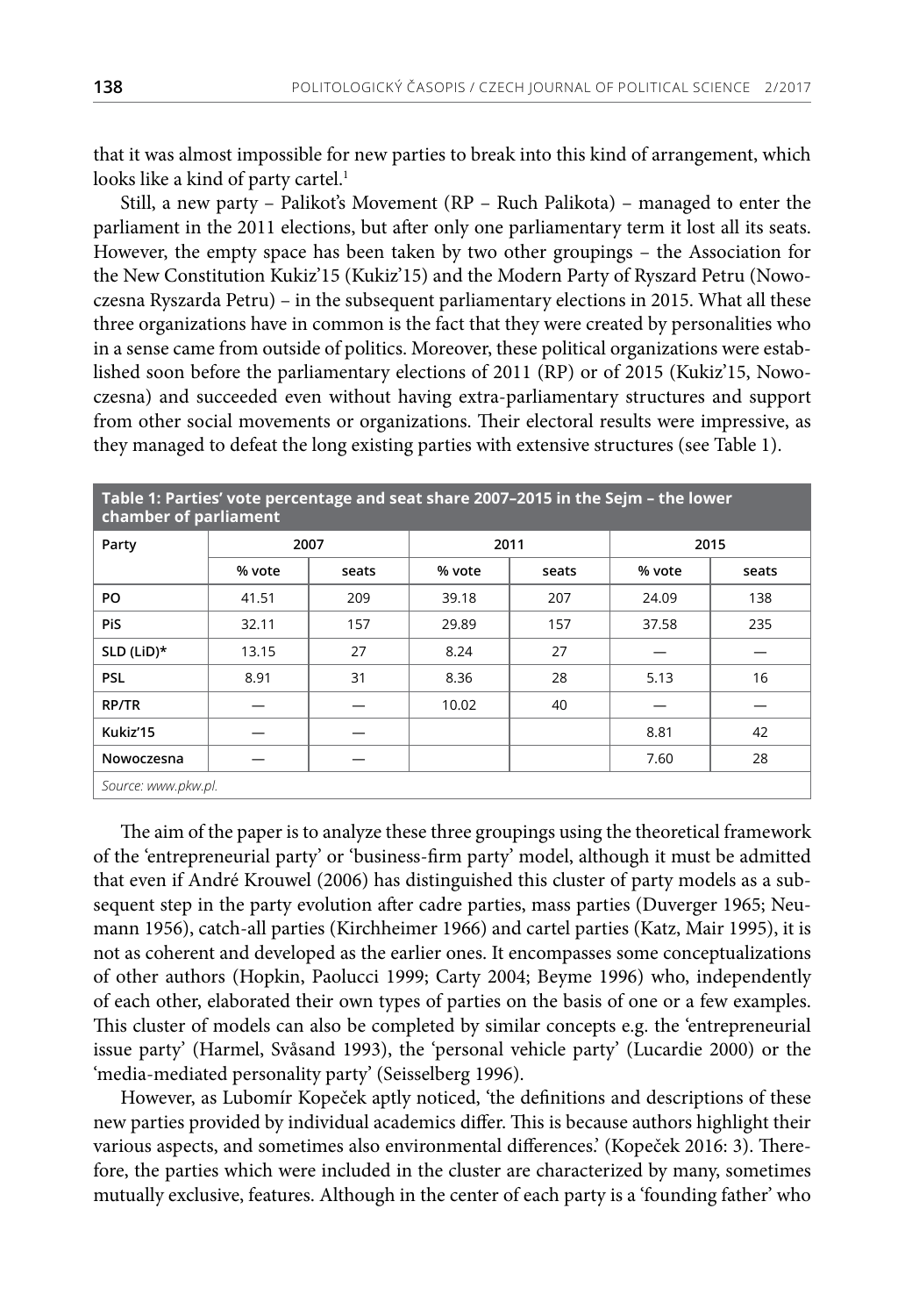that it was almost impossible for new parties to break into this kind of arrangement, which looks like a kind of party cartel.[1]

Still, a new party – Palikot's Movement (RP – Ruch Palikota) – managed to enter the parliament in the 2011 elections, but after only one parliamentary term it lost all its seats. However, the empty space has been taken by two other groupings – the Association for the New Constitution Kukiz'15 (Kukiz'15) and the Modern Party of Ryszard Petru (Nowoczesna Ryszarda Petru) – in the subsequent parliamentary elections in 2015. What all these three organizations have in common is the fact that they were created by personalities who in a sense came from outside of politics. Moreover, these political organizations were established soon before the parliamentary elections of 2011 (RP) or of 2015 (Kukiz'15, Nowoczesna) and succeeded even without having extra-parliamentary structures and support from other social movements or organizations. Their electoral results were impressive, as they managed to defeat the long existing parties with extensive structures (see Table 1).

**Table 1: Parties' vote percentage and seat share 2007–2015 in the Sejm – the lower chamber of parliament**

| Party | 2007 | | 2011 | | 2015 | |
|---|---|---|---|---|---|---|
| | % vote | seats | % vote | seats | % vote | seats |
| PO | 41.51 | 209 | 39.18 | 207 | 24.09 | 138 |
| PiS | 32.11 | 157 | 29.89 | 157 | 37.58 | 235 |
| SLD (LiD)* | 13.15 | 27 | 8.24 | 27 | — | — |
| PSL | 8.91 | 31 | 8.36 | 28 | 5.13 | 16 |
| RP/TR | — | — | 10.02 | 40 | — | — |
| Kukiz'15 | — | — | | | 8.81 | 42 |
| Nowoczesna | — | — | | | 7.60 | 28 |

*Source: www.pkw.pl.*

The aim of the paper is to analyze these three groupings using the theoretical framework of the 'entrepreneurial party' or 'business-firm party' model, although it must be admitted that even if André Krouwel (2006) has distinguished this cluster of party models as a subsequent step in the party evolution after cadre parties, mass parties (Duverger 1965; Neumann 1956), catch-all parties (Kirchheimer 1966) and cartel parties (Katz, Mair 1995), it is not as coherent and developed as the earlier ones. It encompasses some conceptualizations of other authors (Hopkin, Paolucci 1999; Carty 2004; Beyme 1996) who, independently of each other, elaborated their own types of parties on the basis of one or a few examples. This cluster of models can also be completed by similar concepts e.g. the 'entrepreneurial issue party' (Harmel, Svåsand 1993), the 'personal vehicle party' (Lucardie 2000) or the 'media-mediated personality party' (Seisselberg 1996).

However, as Lubomír Kopeček aptly noticed, 'the definitions and descriptions of these new parties provided by individual academics differ. This is because authors highlight their various aspects, and sometimes also environmental differences.' (Kopeček 2016: 3). Therefore, the parties which were included in the cluster are characterized by many, sometimes mutually exclusive, features. Although in the center of each party is a 'founding father' who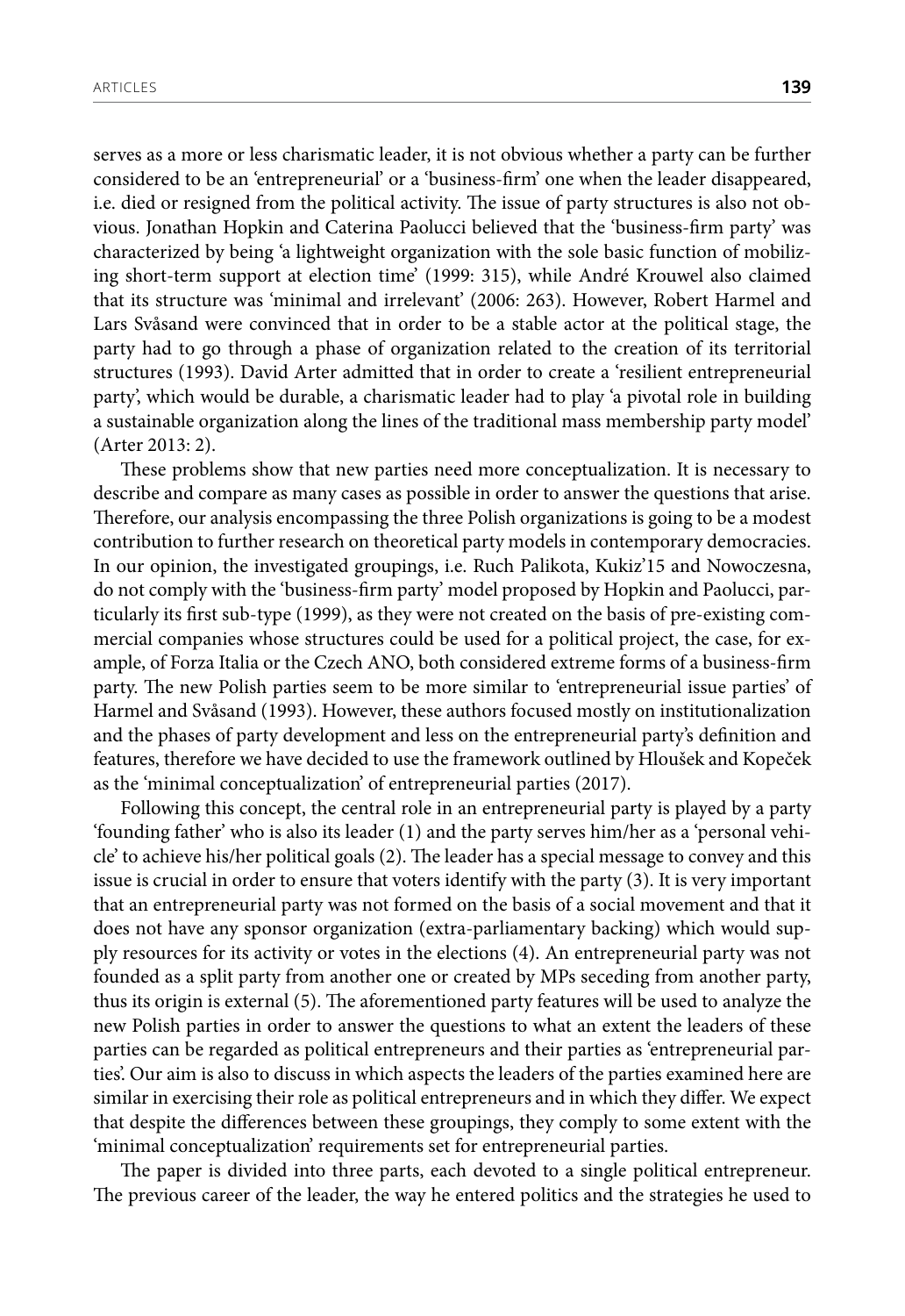serves as a more or less charismatic leader, it is not obvious whether a party can be further considered to be an 'entrepreneurial' or a 'business-firm' one when the leader disappeared, i.e. died or resigned from the political activity. The issue of party structures is also not obvious. Jonathan Hopkin and Caterina Paolucci believed that the 'business-firm party' was characterized by being 'a lightweight organization with the sole basic function of mobilizing short-term support at election time' (1999: 315), while André Krouwel also claimed that its structure was 'minimal and irrelevant' (2006: 263). However, Robert Harmel and Lars Svåsand were convinced that in order to be a stable actor at the political stage, the party had to go through a phase of organization related to the creation of its territorial structures (1993). David Arter admitted that in order to create a 'resilient entrepreneurial party', which would be durable, a charismatic leader had to play 'a pivotal role in building a sustainable organization along the lines of the traditional mass membership party model' (Arter 2013: 2).

These problems show that new parties need more conceptualization. It is necessary to describe and compare as many cases as possible in order to answer the questions that arise. Therefore, our analysis encompassing the three Polish organizations is going to be a modest contribution to further research on theoretical party models in contemporary democracies. In our opinion, the investigated groupings, i.e. Ruch Palikota, Kukiz'15 and Nowoczesna, do not comply with the 'business-firm party' model proposed by Hopkin and Paolucci, particularly its first sub-type (1999), as they were not created on the basis of pre-existing commercial companies whose structures could be used for a political project, the case, for example, of Forza Italia or the Czech ANO, both considered extreme forms of a business-firm party. The new Polish parties seem to be more similar to 'entrepreneurial issue parties' of Harmel and Svåsand (1993). However, these authors focused mostly on institutionalization and the phases of party development and less on the entrepreneurial party's definition and features, therefore we have decided to use the framework outlined by Hloušek and Kopeček as the 'minimal conceptualization' of entrepreneurial parties (2017).

Following this concept, the central role in an entrepreneurial party is played by a party 'founding father' who is also its leader (1) and the party serves him/her as a 'personal vehicle' to achieve his/her political goals (2). The leader has a special message to convey and this issue is crucial in order to ensure that voters identify with the party (3). It is very important that an entrepreneurial party was not formed on the basis of a social movement and that it does not have any sponsor organization (extra-parliamentary backing) which would supply resources for its activity or votes in the elections (4). An entrepreneurial party was not founded as a split party from another one or created by MPs seceding from another party, thus its origin is external (5). The aforementioned party features will be used to analyze the new Polish parties in order to answer the questions to what an extent the leaders of these parties can be regarded as political entrepreneurs and their parties as 'entrepreneurial parties'. Our aim is also to discuss in which aspects the leaders of the parties examined here are similar in exercising their role as political entrepreneurs and in which they differ. We expect that despite the differences between these groupings, they comply to some extent with the 'minimal conceptualization' requirements set for entrepreneurial parties.

The paper is divided into three parts, each devoted to a single political entrepreneur. The previous career of the leader, the way he entered politics and the strategies he used to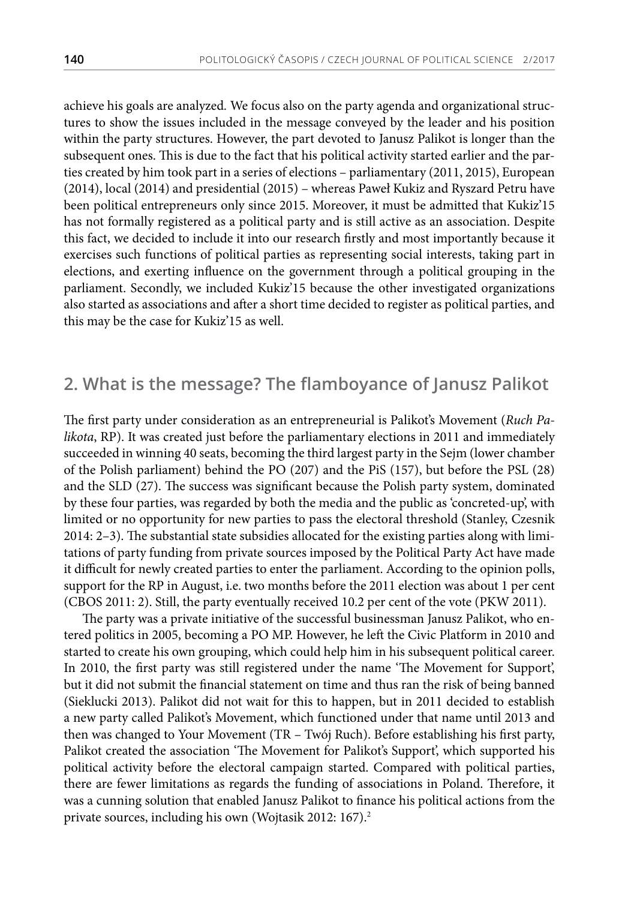achieve his goals are analyzed. We focus also on the party agenda and organizational structures to show the issues included in the message conveyed by the leader and his position within the party structures. However, the part devoted to Janusz Palikot is longer than the subsequent ones. This is due to the fact that his political activity started earlier and the parties created by him took part in a series of elections – parliamentary (2011, 2015), European (2014), local (2014) and presidential (2015) – whereas Paweł Kukiz and Ryszard Petru have been political entrepreneurs only since 2015. Moreover, it must be admitted that Kukiz'15 has not formally registered as a political party and is still active as an association. Despite this fact, we decided to include it into our research firstly and most importantly because it exercises such functions of political parties as representing social interests, taking part in elections, and exerting influence on the government through a political grouping in the parliament. Secondly, we included Kukiz'15 because the other investigated organizations also started as associations and after a short time decided to register as political parties, and this may be the case for Kukiz'15 as well.

## 2. What is the message? The flamboyance of Janusz Palikot

The first party under consideration as an entrepreneurial is Palikot's Movement (*Ruch Palikota*, RP). It was created just before the parliamentary elections in 2011 and immediately succeeded in winning 40 seats, becoming the third largest party in the Sejm (lower chamber of the Polish parliament) behind the PO (207) and the PiS (157), but before the PSL (28) and the SLD (27). The success was significant because the Polish party system, dominated by these four parties, was regarded by both the media and the public as 'concreted-up', with limited or no opportunity for new parties to pass the electoral threshold (Stanley, Czesnik 2014: 2–3). The substantial state subsidies allocated for the existing parties along with limitations of party funding from private sources imposed by the Political Party Act have made it difficult for newly created parties to enter the parliament. According to the opinion polls, support for the RP in August, i.e. two months before the 2011 election was about 1 per cent (CBOS 2011: 2). Still, the party eventually received 10.2 per cent of the vote (PKW 2011).

The party was a private initiative of the successful businessman Janusz Palikot, who entered politics in 2005, becoming a PO MP. However, he left the Civic Platform in 2010 and started to create his own grouping, which could help him in his subsequent political career. In 2010, the first party was still registered under the name 'The Movement for Support', but it did not submit the financial statement on time and thus ran the risk of being banned (Sieklucki 2013). Palikot did not wait for this to happen, but in 2011 decided to establish a new party called Palikot's Movement, which functioned under that name until 2013 and then was changed to Your Movement (TR – Twój Ruch). Before establishing his first party, Palikot created the association 'The Movement for Palikot's Support', which supported his political activity before the electoral campaign started. Compared with political parties, there are fewer limitations as regards the funding of associations in Poland. Therefore, it was a cunning solution that enabled Janusz Palikot to finance his political actions from the private sources, including his own (Wojtasik 2012: 167).[2]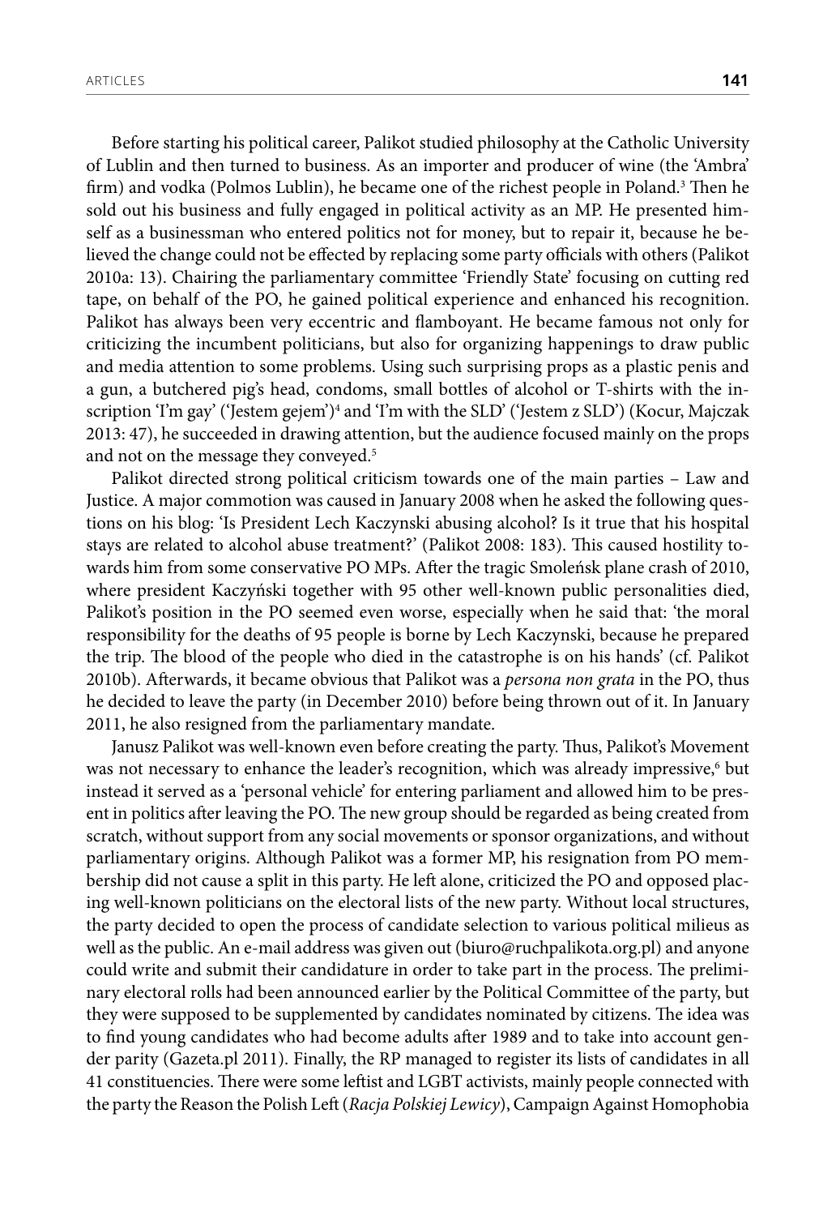Before starting his political career, Palikot studied philosophy at the Catholic University of Lublin and then turned to business. As an importer and producer of wine (the 'Ambra' firm) and vodka (Polmos Lublin), he became one of the richest people in Poland.[3] Then he sold out his business and fully engaged in political activity as an MP. He presented himself as a businessman who entered politics not for money, but to repair it, because he believed the change could not be effected by replacing some party officials with others (Palikot 2010a: 13). Chairing the parliamentary committee 'Friendly State' focusing on cutting red tape, on behalf of the PO, he gained political experience and enhanced his recognition. Palikot has always been very eccentric and flamboyant. He became famous not only for criticizing the incumbent politicians, but also for organizing happenings to draw public and media attention to some problems. Using such surprising props as a plastic penis and a gun, a butchered pig's head, condoms, small bottles of alcohol or T-shirts with the inscription 'I'm gay' ('Jestem gejem')[4] and 'I'm with the SLD' ('Jestem z SLD') (Kocur, Majczak 2013: 47), he succeeded in drawing attention, but the audience focused mainly on the props and not on the message they conveyed.[5]

Palikot directed strong political criticism towards one of the main parties – Law and Justice. A major commotion was caused in January 2008 when he asked the following questions on his blog: 'Is President Lech Kaczynski abusing alcohol? Is it true that his hospital stays are related to alcohol abuse treatment?' (Palikot 2008: 183). This caused hostility towards him from some conservative PO MPs. After the tragic Smoleńsk plane crash of 2010, where president Kaczyński together with 95 other well-known public personalities died, Palikot's position in the PO seemed even worse, especially when he said that: 'the moral responsibility for the deaths of 95 people is borne by Lech Kaczynski, because he prepared the trip. The blood of the people who died in the catastrophe is on his hands' (cf. Palikot 2010b). Afterwards, it became obvious that Palikot was a *persona non grata* in the PO, thus he decided to leave the party (in December 2010) before being thrown out of it. In January 2011, he also resigned from the parliamentary mandate.

Janusz Palikot was well-known even before creating the party. Thus, Palikot's Movement was not necessary to enhance the leader's recognition, which was already impressive,[6] but instead it served as a 'personal vehicle' for entering parliament and allowed him to be present in politics after leaving the PO. The new group should be regarded as being created from scratch, without support from any social movements or sponsor organizations, and without parliamentary origins. Although Palikot was a former MP, his resignation from PO membership did not cause a split in this party. He left alone, criticized the PO and opposed placing well-known politicians on the electoral lists of the new party. Without local structures, the party decided to open the process of candidate selection to various political milieus as well as the public. An e-mail address was given out (biuro@ruchpalikota.org.pl) and anyone could write and submit their candidature in order to take part in the process. The preliminary electoral rolls had been announced earlier by the Political Committee of the party, but they were supposed to be supplemented by candidates nominated by citizens. The idea was to find young candidates who had become adults after 1989 and to take into account gender parity (Gazeta.pl 2011). Finally, the RP managed to register its lists of candidates in all 41 constituencies. There were some leftist and LGBT activists, mainly people connected with the party the Reason the Polish Left (*Racja Polskiej Lewicy*), Campaign Against Homophobia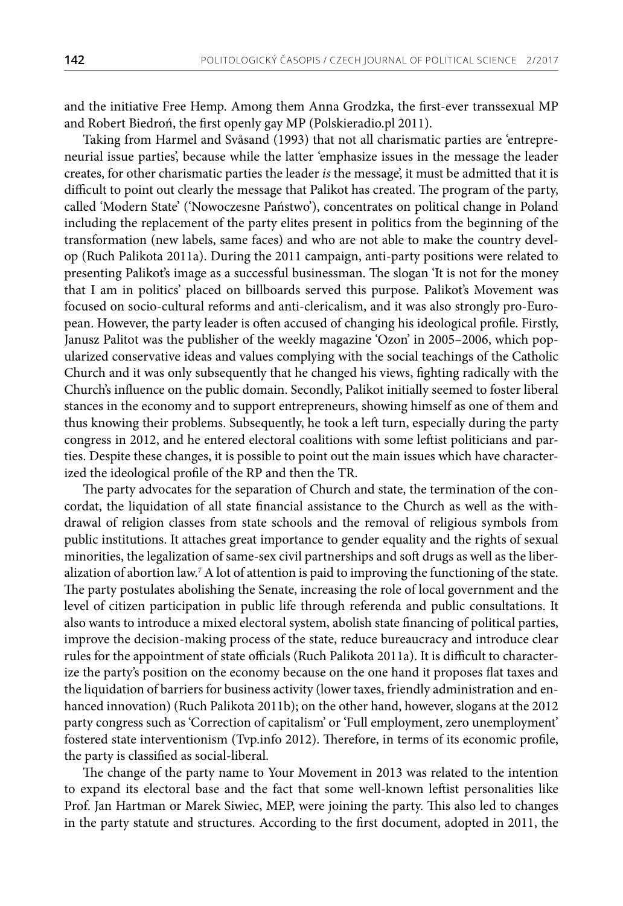and the initiative Free Hemp. Among them Anna Grodzka, the first-ever transsexual MP and Robert Biedroń, the first openly gay MP (Polskieradio.pl 2011).

Taking from Harmel and Svåsand (1993) that not all charismatic parties are 'entrepreneurial issue parties', because while the latter 'emphasize issues in the message the leader creates, for other charismatic parties the leader *is* the message', it must be admitted that it is difficult to point out clearly the message that Palikot has created. The program of the party, called 'Modern State' ('Nowoczesne Państwo'), concentrates on political change in Poland including the replacement of the party elites present in politics from the beginning of the transformation (new labels, same faces) and who are not able to make the country develop (Ruch Palikota 2011a). During the 2011 campaign, anti-party positions were related to presenting Palikot's image as a successful businessman. The slogan 'It is not for the money that I am in politics' placed on billboards served this purpose. Palikot's Movement was focused on socio-cultural reforms and anti-clericalism, and it was also strongly pro-European. However, the party leader is often accused of changing his ideological profile. Firstly, Janusz Palitot was the publisher of the weekly magazine 'Ozon' in 2005–2006, which popularized conservative ideas and values complying with the social teachings of the Catholic Church and it was only subsequently that he changed his views, fighting radically with the Church's influence on the public domain. Secondly, Palikot initially seemed to foster liberal stances in the economy and to support entrepreneurs, showing himself as one of them and thus knowing their problems. Subsequently, he took a left turn, especially during the party congress in 2012, and he entered electoral coalitions with some leftist politicians and parties. Despite these changes, it is possible to point out the main issues which have characterized the ideological profile of the RP and then the TR.

The party advocates for the separation of Church and state, the termination of the concordat, the liquidation of all state financial assistance to the Church as well as the withdrawal of religion classes from state schools and the removal of religious symbols from public institutions. It attaches great importance to gender equality and the rights of sexual minorities, the legalization of same-sex civil partnerships and soft drugs as well as the liberalization of abortion law.[7] A lot of attention is paid to improving the functioning of the state. The party postulates abolishing the Senate, increasing the role of local government and the level of citizen participation in public life through referenda and public consultations. It also wants to introduce a mixed electoral system, abolish state financing of political parties, improve the decision-making process of the state, reduce bureaucracy and introduce clear rules for the appointment of state officials (Ruch Palikota 2011a). It is difficult to characterize the party's position on the economy because on the one hand it proposes flat taxes and the liquidation of barriers for business activity (lower taxes, friendly administration and enhanced innovation) (Ruch Palikota 2011b); on the other hand, however, slogans at the 2012 party congress such as 'Correction of capitalism' or 'Full employment, zero unemployment' fostered state interventionism (Tvp.info 2012). Therefore, in terms of its economic profile, the party is classified as social-liberal.

The change of the party name to Your Movement in 2013 was related to the intention to expand its electoral base and the fact that some well-known leftist personalities like Prof. Jan Hartman or Marek Siwiec, MEP, were joining the party. This also led to changes in the party statute and structures. According to the first document, adopted in 2011, the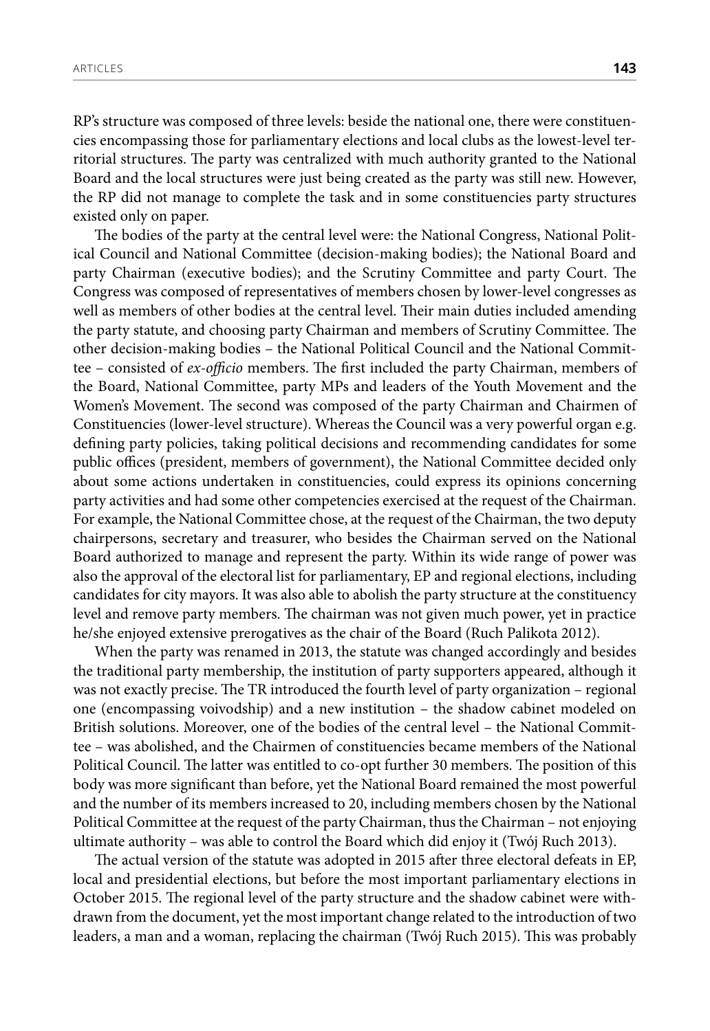RP's structure was composed of three levels: beside the national one, there were constituencies encompassing those for parliamentary elections and local clubs as the lowest-level territorial structures. The party was centralized with much authority granted to the National Board and the local structures were just being created as the party was still new. However, the RP did not manage to complete the task and in some constituencies party structures existed only on paper.

The bodies of the party at the central level were: the National Congress, National Political Council and National Committee (decision-making bodies); the National Board and party Chairman (executive bodies); and the Scrutiny Committee and party Court. The Congress was composed of representatives of members chosen by lower-level congresses as well as members of other bodies at the central level. Their main duties included amending the party statute, and choosing party Chairman and members of Scrutiny Committee. The other decision-making bodies – the National Political Council and the National Committee – consisted of *ex-officio* members. The first included the party Chairman, members of the Board, National Committee, party MPs and leaders of the Youth Movement and the Women's Movement. The second was composed of the party Chairman and Chairmen of Constituencies (lower-level structure). Whereas the Council was a very powerful organ e.g. defining party policies, taking political decisions and recommending candidates for some public offices (president, members of government), the National Committee decided only about some actions undertaken in constituencies, could express its opinions concerning party activities and had some other competencies exercised at the request of the Chairman. For example, the National Committee chose, at the request of the Chairman, the two deputy chairpersons, secretary and treasurer, who besides the Chairman served on the National Board authorized to manage and represent the party. Within its wide range of power was also the approval of the electoral list for parliamentary, EP and regional elections, including candidates for city mayors. It was also able to abolish the party structure at the constituency level and remove party members. The chairman was not given much power, yet in practice he/she enjoyed extensive prerogatives as the chair of the Board (Ruch Palikota 2012).

When the party was renamed in 2013, the statute was changed accordingly and besides the traditional party membership, the institution of party supporters appeared, although it was not exactly precise. The TR introduced the fourth level of party organization – regional one (encompassing voivodship) and a new institution – the shadow cabinet modeled on British solutions. Moreover, one of the bodies of the central level – the National Committee – was abolished, and the Chairmen of constituencies became members of the National Political Council. The latter was entitled to co-opt further 30 members. The position of this body was more significant than before, yet the National Board remained the most powerful and the number of its members increased to 20, including members chosen by the National Political Committee at the request of the party Chairman, thus the Chairman – not enjoying ultimate authority – was able to control the Board which did enjoy it (Twój Ruch 2013).

The actual version of the statute was adopted in 2015 after three electoral defeats in EP, local and presidential elections, but before the most important parliamentary elections in October 2015. The regional level of the party structure and the shadow cabinet were withdrawn from the document, yet the most important change related to the introduction of two leaders, a man and a woman, replacing the chairman (Twój Ruch 2015). This was probably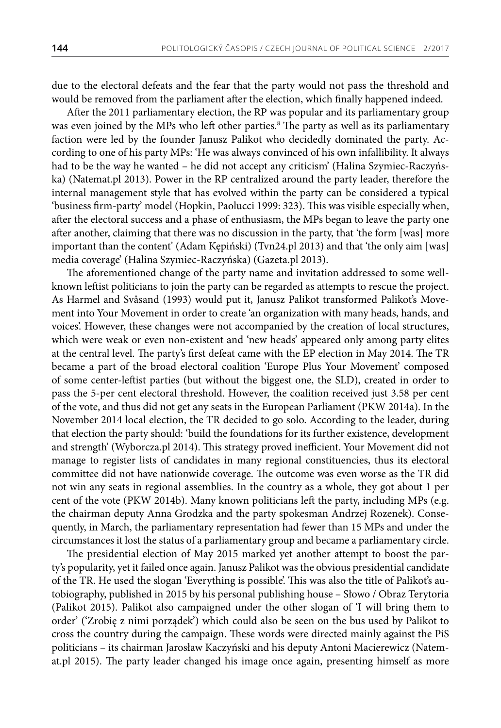due to the electoral defeats and the fear that the party would not pass the threshold and would be removed from the parliament after the election, which finally happened indeed.

After the 2011 parliamentary election, the RP was popular and its parliamentary group was even joined by the MPs who left other parties.[8] The party as well as its parliamentary faction were led by the founder Janusz Palikot who decidedly dominated the party. According to one of his party MPs: 'He was always convinced of his own infallibility. It always had to be the way he wanted – he did not accept any criticism' (Halina Szymiec-Raczyńska) (Natemat.pl 2013). Power in the RP centralized around the party leader, therefore the internal management style that has evolved within the party can be considered a typical 'business firm-party' model (Hopkin, Paolucci 1999: 323). This was visible especially when, after the electoral success and a phase of enthusiasm, the MPs began to leave the party one after another, claiming that there was no discussion in the party, that 'the form [was] more important than the content' (Adam Kępiński) (Tvn24.pl 2013) and that 'the only aim [was] media coverage' (Halina Szymiec-Raczyńska) (Gazeta.pl 2013).

The aforementioned change of the party name and invitation addressed to some well-known leftist politicians to join the party can be regarded as attempts to rescue the project. As Harmel and Svåsand (1993) would put it, Janusz Palikot transformed Palikot's Movement into Your Movement in order to create 'an organization with many heads, hands, and voices'. However, these changes were not accompanied by the creation of local structures, which were weak or even non-existent and 'new heads' appeared only among party elites at the central level. The party's first defeat came with the EP election in May 2014. The TR became a part of the broad electoral coalition 'Europe Plus Your Movement' composed of some center-leftist parties (but without the biggest one, the SLD), created in order to pass the 5-per cent electoral threshold. However, the coalition received just 3.58 per cent of the vote, and thus did not get any seats in the European Parliament (PKW 2014a). In the November 2014 local election, the TR decided to go solo. According to the leader, during that election the party should: 'build the foundations for its further existence, development and strength' (Wyborcza.pl 2014). This strategy proved inefficient. Your Movement did not manage to register lists of candidates in many regional constituencies, thus its electoral committee did not have nationwide coverage. The outcome was even worse as the TR did not win any seats in regional assemblies. In the country as a whole, they got about 1 per cent of the vote (PKW 2014b). Many known politicians left the party, including MPs (e.g. the chairman deputy Anna Grodzka and the party spokesman Andrzej Rozenek). Consequently, in March, the parliamentary representation had fewer than 15 MPs and under the circumstances it lost the status of a parliamentary group and became a parliamentary circle.

The presidential election of May 2015 marked yet another attempt to boost the party's popularity, yet it failed once again. Janusz Palikot was the obvious presidential candidate of the TR. He used the slogan 'Everything is possible'. This was also the title of Palikot's autobiography, published in 2015 by his personal publishing house – Słowo / Obraz Terytoria (Palikot 2015). Palikot also campaigned under the other slogan of 'I will bring them to order' ('Zrobię z nimi porządek') which could also be seen on the bus used by Palikot to cross the country during the campaign. These words were directed mainly against the PiS politicians – its chairman Jarosław Kaczyński and his deputy Antoni Macierewicz (Natemat.pl 2015). The party leader changed his image once again, presenting himself as more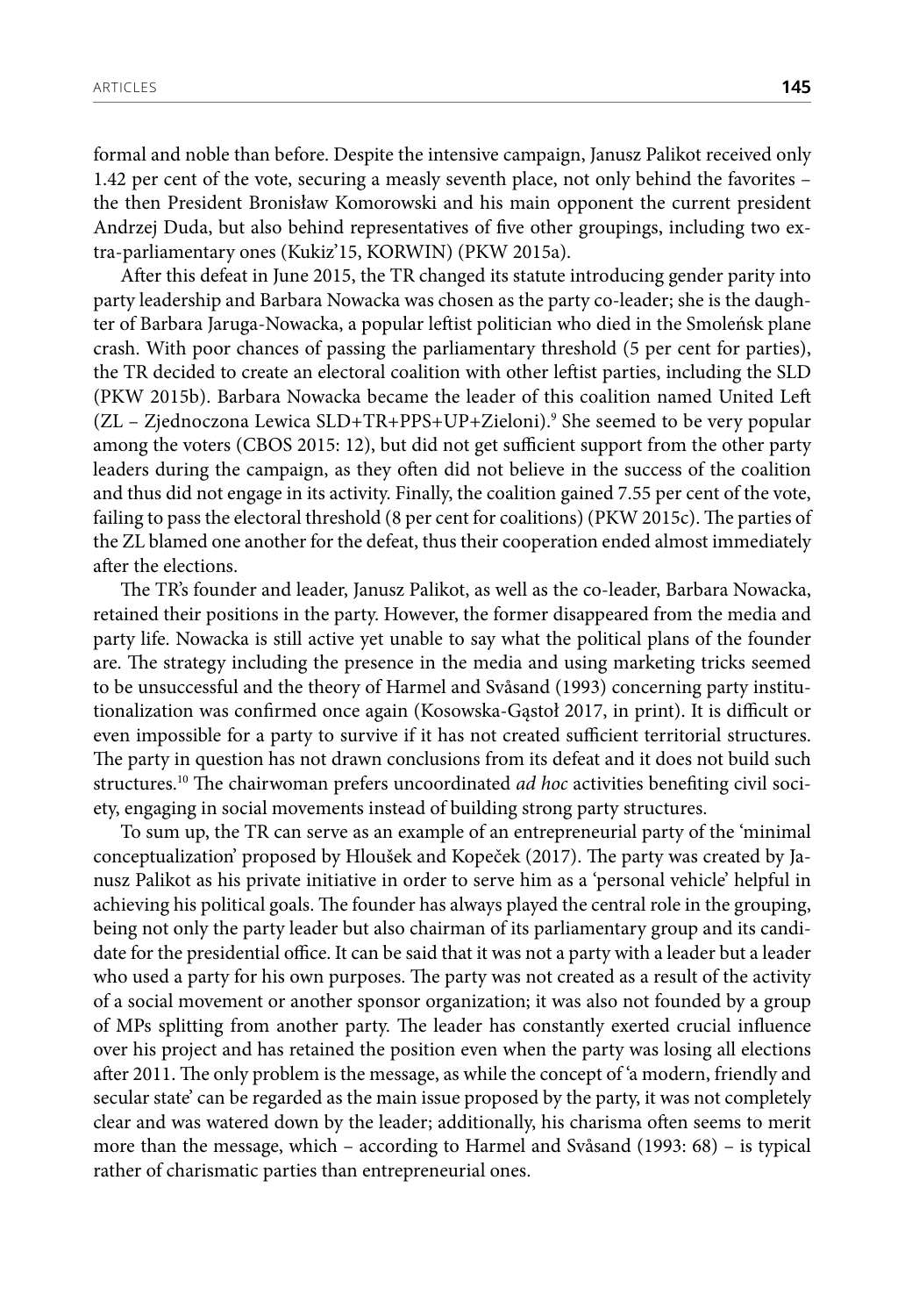formal and noble than before. Despite the intensive campaign, Janusz Palikot received only 1.42 per cent of the vote, securing a measly seventh place, not only behind the favorites – the then President Bronisław Komorowski and his main opponent the current president Andrzej Duda, but also behind representatives of five other groupings, including two extra-parliamentary ones (Kukiz'15, KORWIN) (PKW 2015a).

After this defeat in June 2015, the TR changed its statute introducing gender parity into party leadership and Barbara Nowacka was chosen as the party co-leader; she is the daughter of Barbara Jaruga-Nowacka, a popular leftist politician who died in the Smoleńsk plane crash. With poor chances of passing the parliamentary threshold (5 per cent for parties), the TR decided to create an electoral coalition with other leftist parties, including the SLD (PKW 2015b). Barbara Nowacka became the leader of this coalition named United Left (ZL – Zjednoczona Lewica SLD+TR+PPS+UP+Zieloni).[9] She seemed to be very popular among the voters (CBOS 2015: 12), but did not get sufficient support from the other party leaders during the campaign, as they often did not believe in the success of the coalition and thus did not engage in its activity. Finally, the coalition gained 7.55 per cent of the vote, failing to pass the electoral threshold (8 per cent for coalitions) (PKW 2015c). The parties of the ZL blamed one another for the defeat, thus their cooperation ended almost immediately after the elections.

The TR's founder and leader, Janusz Palikot, as well as the co-leader, Barbara Nowacka, retained their positions in the party. However, the former disappeared from the media and party life. Nowacka is still active yet unable to say what the political plans of the founder are. The strategy including the presence in the media and using marketing tricks seemed to be unsuccessful and the theory of Harmel and Svåsand (1993) concerning party institutionalization was confirmed once again (Kosowska-Gąstoł 2017, in print). It is difficult or even impossible for a party to survive if it has not created sufficient territorial structures. The party in question has not drawn conclusions from its defeat and it does not build such structures.[10] The chairwoman prefers uncoordinated *ad hoc* activities benefiting civil society, engaging in social movements instead of building strong party structures.

To sum up, the TR can serve as an example of an entrepreneurial party of the 'minimal conceptualization' proposed by Hloušek and Kopeček (2017). The party was created by Janusz Palikot as his private initiative in order to serve him as a 'personal vehicle' helpful in achieving his political goals. The founder has always played the central role in the grouping, being not only the party leader but also chairman of its parliamentary group and its candidate for the presidential office. It can be said that it was not a party with a leader but a leader who used a party for his own purposes. The party was not created as a result of the activity of a social movement or another sponsor organization; it was also not founded by a group of MPs splitting from another party. The leader has constantly exerted crucial influence over his project and has retained the position even when the party was losing all elections after 2011. The only problem is the message, as while the concept of 'a modern, friendly and secular state' can be regarded as the main issue proposed by the party, it was not completely clear and was watered down by the leader; additionally, his charisma often seems to merit more than the message, which – according to Harmel and Svåsand (1993: 68) – is typical rather of charismatic parties than entrepreneurial ones.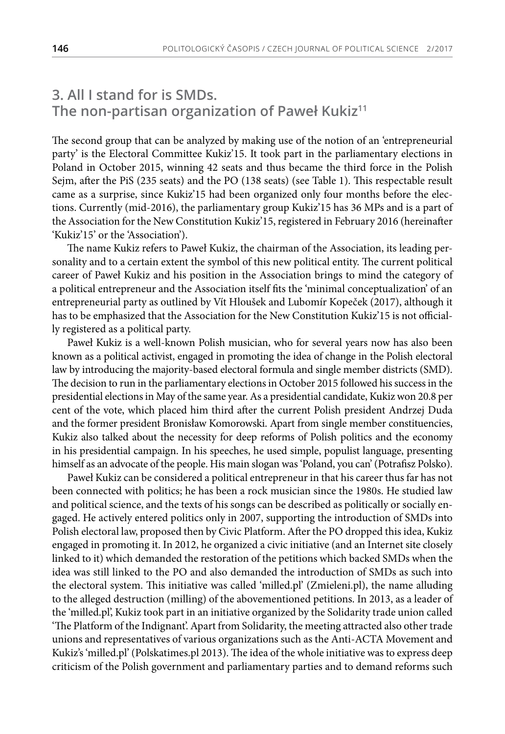## 3. All I stand for is SMDs. The non-partisan organization of Paweł Kukiz[11]

The second group that can be analyzed by making use of the notion of an 'entrepreneurial party' is the Electoral Committee Kukiz'15. It took part in the parliamentary elections in Poland in October 2015, winning 42 seats and thus became the third force in the Polish Sejm, after the PiS (235 seats) and the PO (138 seats) (see Table 1). This respectable result came as a surprise, since Kukiz'15 had been organized only four months before the elections. Currently (mid-2016), the parliamentary group Kukiz'15 has 36 MPs and is a part of the Association for the New Constitution Kukiz'15, registered in February 2016 (hereinafter 'Kukiz'15' or the 'Association').

The name Kukiz refers to Paweł Kukiz, the chairman of the Association, its leading personality and to a certain extent the symbol of this new political entity. The current political career of Paweł Kukiz and his position in the Association brings to mind the category of a political entrepreneur and the Association itself fits the 'minimal conceptualization' of an entrepreneurial party as outlined by Vít Hloušek and Lubomír Kopeček (2017), although it has to be emphasized that the Association for the New Constitution Kukiz'15 is not officially registered as a political party.

Paweł Kukiz is a well-known Polish musician, who for several years now has also been known as a political activist, engaged in promoting the idea of change in the Polish electoral law by introducing the majority-based electoral formula and single member districts (SMD). The decision to run in the parliamentary elections in October 2015 followed his success in the presidential elections in May of the same year. As a presidential candidate, Kukiz won 20.8 per cent of the vote, which placed him third after the current Polish president Andrzej Duda and the former president Bronisław Komorowski. Apart from single member constituencies, Kukiz also talked about the necessity for deep reforms of Polish politics and the economy in his presidential campaign. In his speeches, he used simple, populist language, presenting himself as an advocate of the people. His main slogan was 'Poland, you can' (Potrafisz Polsko).

Paweł Kukiz can be considered a political entrepreneur in that his career thus far has not been connected with politics; he has been a rock musician since the 1980s. He studied law and political science, and the texts of his songs can be described as politically or socially engaged. He actively entered politics only in 2007, supporting the introduction of SMDs into Polish electoral law, proposed then by Civic Platform. After the PO dropped this idea, Kukiz engaged in promoting it. In 2012, he organized a civic initiative (and an Internet site closely linked to it) which demanded the restoration of the petitions which backed SMDs when the idea was still linked to the PO and also demanded the introduction of SMDs as such into the electoral system. This initiative was called 'milled.pl' (Zmieleni.pl), the name alluding to the alleged destruction (milling) of the abovementioned petitions. In 2013, as a leader of the 'milled.pl', Kukiz took part in an initiative organized by the Solidarity trade union called 'The Platform of the Indignant'. Apart from Solidarity, the meeting attracted also other trade unions and representatives of various organizations such as the Anti-ACTA Movement and Kukiz's 'milled.pl' (Polskatimes.pl 2013). The idea of the whole initiative was to express deep criticism of the Polish government and parliamentary parties and to demand reforms such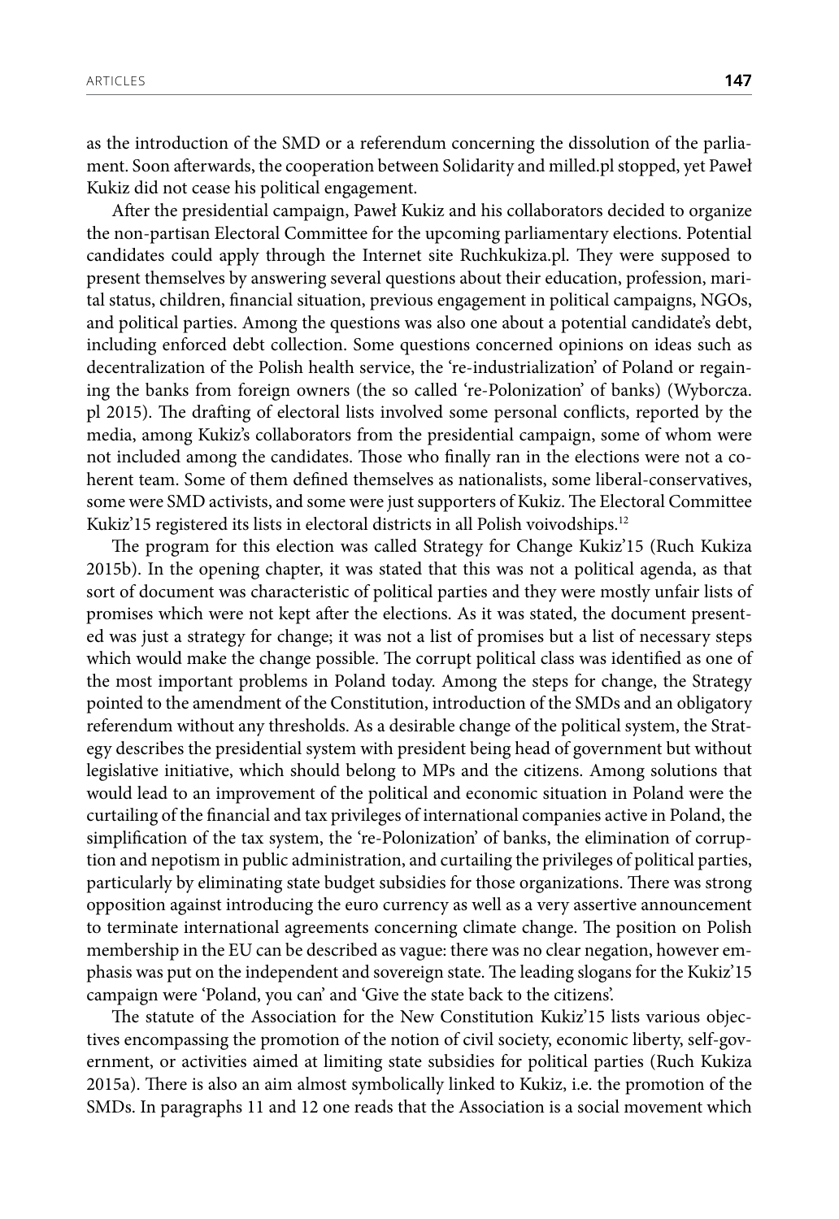as the introduction of the SMD or a referendum concerning the dissolution of the parliament. Soon afterwards, the cooperation between Solidarity and milled.pl stopped, yet Paweł Kukiz did not cease his political engagement.

After the presidential campaign, Paweł Kukiz and his collaborators decided to organize the non-partisan Electoral Committee for the upcoming parliamentary elections. Potential candidates could apply through the Internet site Ruchkukiza.pl. They were supposed to present themselves by answering several questions about their education, profession, marital status, children, financial situation, previous engagement in political campaigns, NGOs, and political parties. Among the questions was also one about a potential candidate's debt, including enforced debt collection. Some questions concerned opinions on ideas such as decentralization of the Polish health service, the 're-industrialization' of Poland or regaining the banks from foreign owners (the so called 're-Polonization' of banks) (Wyborcza.pl 2015). The drafting of electoral lists involved some personal conflicts, reported by the media, among Kukiz's collaborators from the presidential campaign, some of whom were not included among the candidates. Those who finally ran in the elections were not a coherent team. Some of them defined themselves as nationalists, some liberal-conservatives, some were SMD activists, and some were just supporters of Kukiz. The Electoral Committee Kukiz'15 registered its lists in electoral districts in all Polish voivodships.[12]

The program for this election was called Strategy for Change Kukiz'15 (Ruch Kukiza 2015b). In the opening chapter, it was stated that this was not a political agenda, as that sort of document was characteristic of political parties and they were mostly unfair lists of promises which were not kept after the elections. As it was stated, the document presented was just a strategy for change; it was not a list of promises but a list of necessary steps which would make the change possible. The corrupt political class was identified as one of the most important problems in Poland today. Among the steps for change, the Strategy pointed to the amendment of the Constitution, introduction of the SMDs and an obligatory referendum without any thresholds. As a desirable change of the political system, the Strategy describes the presidential system with president being head of government but without legislative initiative, which should belong to MPs and the citizens. Among solutions that would lead to an improvement of the political and economic situation in Poland were the curtailing of the financial and tax privileges of international companies active in Poland, the simplification of the tax system, the 're-Polonization' of banks, the elimination of corruption and nepotism in public administration, and curtailing the privileges of political parties, particularly by eliminating state budget subsidies for those organizations. There was strong opposition against introducing the euro currency as well as a very assertive announcement to terminate international agreements concerning climate change. The position on Polish membership in the EU can be described as vague: there was no clear negation, however emphasis was put on the independent and sovereign state. The leading slogans for the Kukiz'15 campaign were 'Poland, you can' and 'Give the state back to the citizens'.

The statute of the Association for the New Constitution Kukiz'15 lists various objectives encompassing the promotion of the notion of civil society, economic liberty, self-government, or activities aimed at limiting state subsidies for political parties (Ruch Kukiza 2015a). There is also an aim almost symbolically linked to Kukiz, i.e. the promotion of the SMDs. In paragraphs 11 and 12 one reads that the Association is a social movement which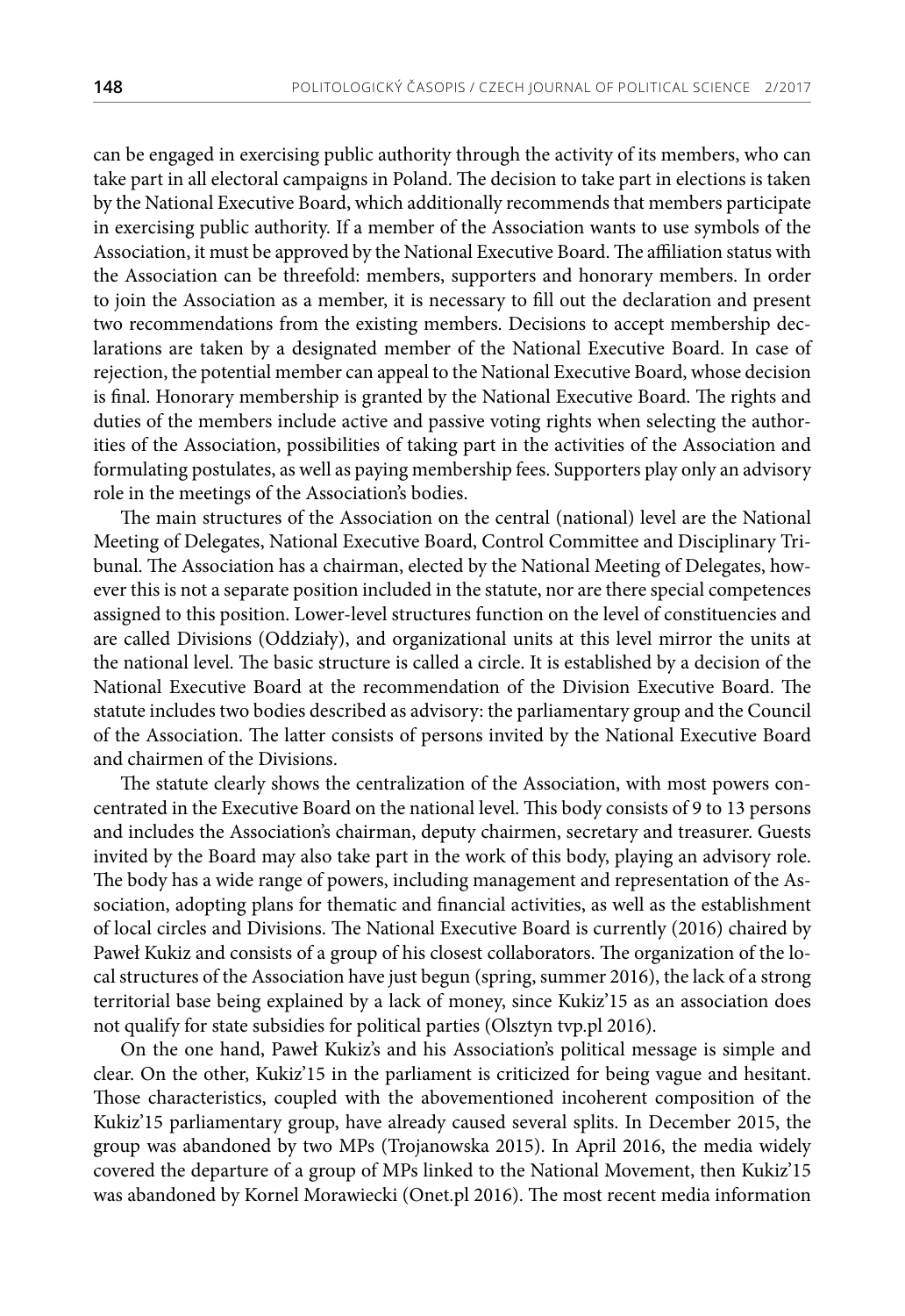can be engaged in exercising public authority through the activity of its members, who can take part in all electoral campaigns in Poland. The decision to take part in elections is taken by the National Executive Board, which additionally recommends that members participate in exercising public authority. If a member of the Association wants to use symbols of the Association, it must be approved by the National Executive Board. The affiliation status with the Association can be threefold: members, supporters and honorary members. In order to join the Association as a member, it is necessary to fill out the declaration and present two recommendations from the existing members. Decisions to accept membership declarations are taken by a designated member of the National Executive Board. In case of rejection, the potential member can appeal to the National Executive Board, whose decision is final. Honorary membership is granted by the National Executive Board. The rights and duties of the members include active and passive voting rights when selecting the authorities of the Association, possibilities of taking part in the activities of the Association and formulating postulates, as well as paying membership fees. Supporters play only an advisory role in the meetings of the Association's bodies.

The main structures of the Association on the central (national) level are the National Meeting of Delegates, National Executive Board, Control Committee and Disciplinary Tribunal. The Association has a chairman, elected by the National Meeting of Delegates, however this is not a separate position included in the statute, nor are there special competences assigned to this position. Lower-level structures function on the level of constituencies and are called Divisions (Oddziały), and organizational units at this level mirror the units at the national level. The basic structure is called a circle. It is established by a decision of the National Executive Board at the recommendation of the Division Executive Board. The statute includes two bodies described as advisory: the parliamentary group and the Council of the Association. The latter consists of persons invited by the National Executive Board and chairmen of the Divisions.

The statute clearly shows the centralization of the Association, with most powers concentrated in the Executive Board on the national level. This body consists of 9 to 13 persons and includes the Association's chairman, deputy chairmen, secretary and treasurer. Guests invited by the Board may also take part in the work of this body, playing an advisory role. The body has a wide range of powers, including management and representation of the Association, adopting plans for thematic and financial activities, as well as the establishment of local circles and Divisions. The National Executive Board is currently (2016) chaired by Paweł Kukiz and consists of a group of his closest collaborators. The organization of the local structures of the Association have just begun (spring, summer 2016), the lack of a strong territorial base being explained by a lack of money, since Kukiz'15 as an association does not qualify for state subsidies for political parties (Olsztyn tvp.pl 2016).

On the one hand, Paweł Kukiz's and his Association's political message is simple and clear. On the other, Kukiz'15 in the parliament is criticized for being vague and hesitant. Those characteristics, coupled with the abovementioned incoherent composition of the Kukiz'15 parliamentary group, have already caused several splits. In December 2015, the group was abandoned by two MPs (Trojanowska 2015). In April 2016, the media widely covered the departure of a group of MPs linked to the National Movement, then Kukiz'15 was abandoned by Kornel Morawiecki (Onet.pl 2016). The most recent media information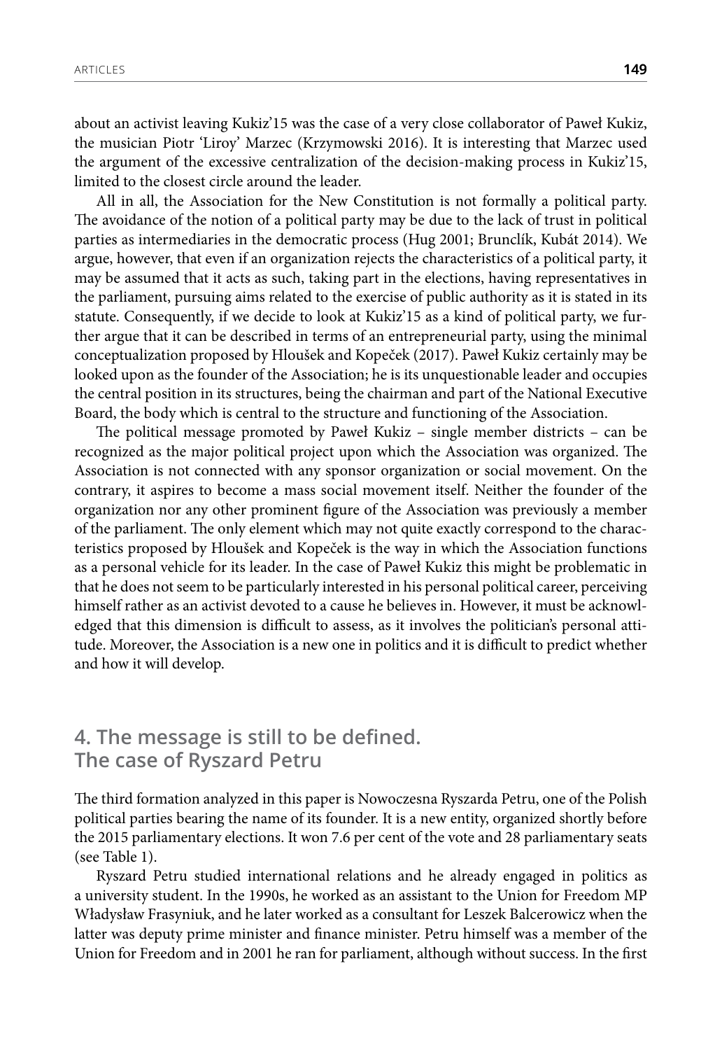about an activist leaving Kukiz'15 was the case of a very close collaborator of Paweł Kukiz, the musician Piotr 'Liroy' Marzec (Krzymowski 2016). It is interesting that Marzec used the argument of the excessive centralization of the decision-making process in Kukiz'15, limited to the closest circle around the leader.

All in all, the Association for the New Constitution is not formally a political party. The avoidance of the notion of a political party may be due to the lack of trust in political parties as intermediaries in the democratic process (Hug 2001; Brunclík, Kubát 2014). We argue, however, that even if an organization rejects the characteristics of a political party, it may be assumed that it acts as such, taking part in the elections, having representatives in the parliament, pursuing aims related to the exercise of public authority as it is stated in its statute. Consequently, if we decide to look at Kukiz'15 as a kind of political party, we further argue that it can be described in terms of an entrepreneurial party, using the minimal conceptualization proposed by Hloušek and Kopeček (2017). Paweł Kukiz certainly may be looked upon as the founder of the Association; he is its unquestionable leader and occupies the central position in its structures, being the chairman and part of the National Executive Board, the body which is central to the structure and functioning of the Association.

The political message promoted by Paweł Kukiz – single member districts – can be recognized as the major political project upon which the Association was organized. The Association is not connected with any sponsor organization or social movement. On the contrary, it aspires to become a mass social movement itself. Neither the founder of the organization nor any other prominent figure of the Association was previously a member of the parliament. The only element which may not quite exactly correspond to the characteristics proposed by Hloušek and Kopeček is the way in which the Association functions as a personal vehicle for its leader. In the case of Paweł Kukiz this might be problematic in that he does not seem to be particularly interested in his personal political career, perceiving himself rather as an activist devoted to a cause he believes in. However, it must be acknowledged that this dimension is difficult to assess, as it involves the politician's personal attitude. Moreover, the Association is a new one in politics and it is difficult to predict whether and how it will develop.

## 4. The message is still to be defined. The case of Ryszard Petru

The third formation analyzed in this paper is Nowoczesna Ryszarda Petru, one of the Polish political parties bearing the name of its founder. It is a new entity, organized shortly before the 2015 parliamentary elections. It won 7.6 per cent of the vote and 28 parliamentary seats (see Table 1).

Ryszard Petru studied international relations and he already engaged in politics as a university student. In the 1990s, he worked as an assistant to the Union for Freedom MP Władysław Frasyniuk, and he later worked as a consultant for Leszek Balcerowicz when the latter was deputy prime minister and finance minister. Petru himself was a member of the Union for Freedom and in 2001 he ran for parliament, although without success. In the first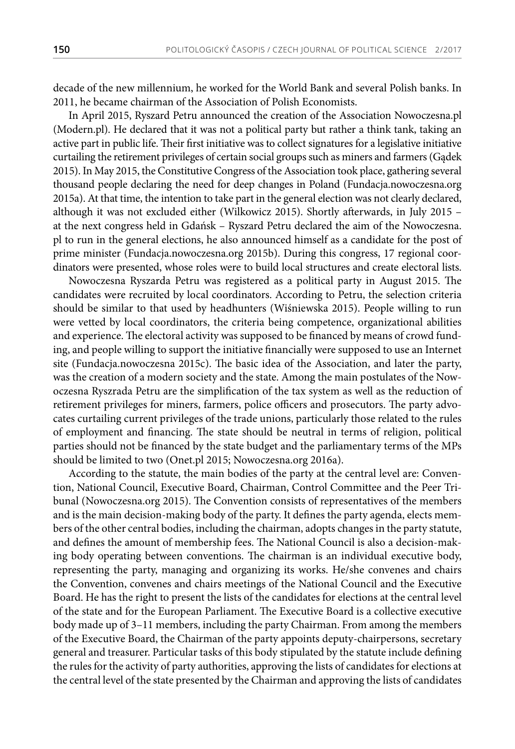decade of the new millennium, he worked for the World Bank and several Polish banks. In 2011, he became chairman of the Association of Polish Economists.

In April 2015, Ryszard Petru announced the creation of the Association Nowoczesna.pl (Modern.pl). He declared that it was not a political party but rather a think tank, taking an active part in public life. Their first initiative was to collect signatures for a legislative initiative curtailing the retirement privileges of certain social groups such as miners and farmers (Gądek 2015). In May 2015, the Constitutive Congress of the Association took place, gathering several thousand people declaring the need for deep changes in Poland (Fundacja.nowoczesna.org 2015a). At that time, the intention to take part in the general election was not clearly declared, although it was not excluded either (Wilkowicz 2015). Shortly afterwards, in July 2015 – at the next congress held in Gdańsk – Ryszard Petru declared the aim of the Nowoczesna.pl to run in the general elections, he also announced himself as a candidate for the post of prime minister (Fundacja.nowoczesna.org 2015b). During this congress, 17 regional coordinators were presented, whose roles were to build local structures and create electoral lists.

Nowoczesna Ryszarda Petru was registered as a political party in August 2015. The candidates were recruited by local coordinators. According to Petru, the selection criteria should be similar to that used by headhunters (Wiśniewska 2015). People willing to run were vetted by local coordinators, the criteria being competence, organizational abilities and experience. The electoral activity was supposed to be financed by means of crowd funding, and people willing to support the initiative financially were supposed to use an Internet site (Fundacja.nowoczesna 2015c). The basic idea of the Association, and later the party, was the creation of a modern society and the state. Among the main postulates of the Nowoczesna Ryszrada Petru are the simplification of the tax system as well as the reduction of retirement privileges for miners, farmers, police officers and prosecutors. The party advocates curtailing current privileges of the trade unions, particularly those related to the rules of employment and financing. The state should be neutral in terms of religion, political parties should not be financed by the state budget and the parliamentary terms of the MPs should be limited to two (Onet.pl 2015; Nowoczesna.org 2016a).

According to the statute, the main bodies of the party at the central level are: Convention, National Council, Executive Board, Chairman, Control Committee and the Peer Tribunal (Nowoczesna.org 2015). The Convention consists of representatives of the members and is the main decision-making body of the party. It defines the party agenda, elects members of the other central bodies, including the chairman, adopts changes in the party statute, and defines the amount of membership fees. The National Council is also a decision-making body operating between conventions. The chairman is an individual executive body, representing the party, managing and organizing its works. He/she convenes and chairs the Convention, convenes and chairs meetings of the National Council and the Executive Board. He has the right to present the lists of the candidates for elections at the central level of the state and for the European Parliament. The Executive Board is a collective executive body made up of 3–11 members, including the party Chairman. From among the members of the Executive Board, the Chairman of the party appoints deputy-chairpersons, secretary general and treasurer. Particular tasks of this body stipulated by the statute include defining the rules for the activity of party authorities, approving the lists of candidates for elections at the central level of the state presented by the Chairman and approving the lists of candidates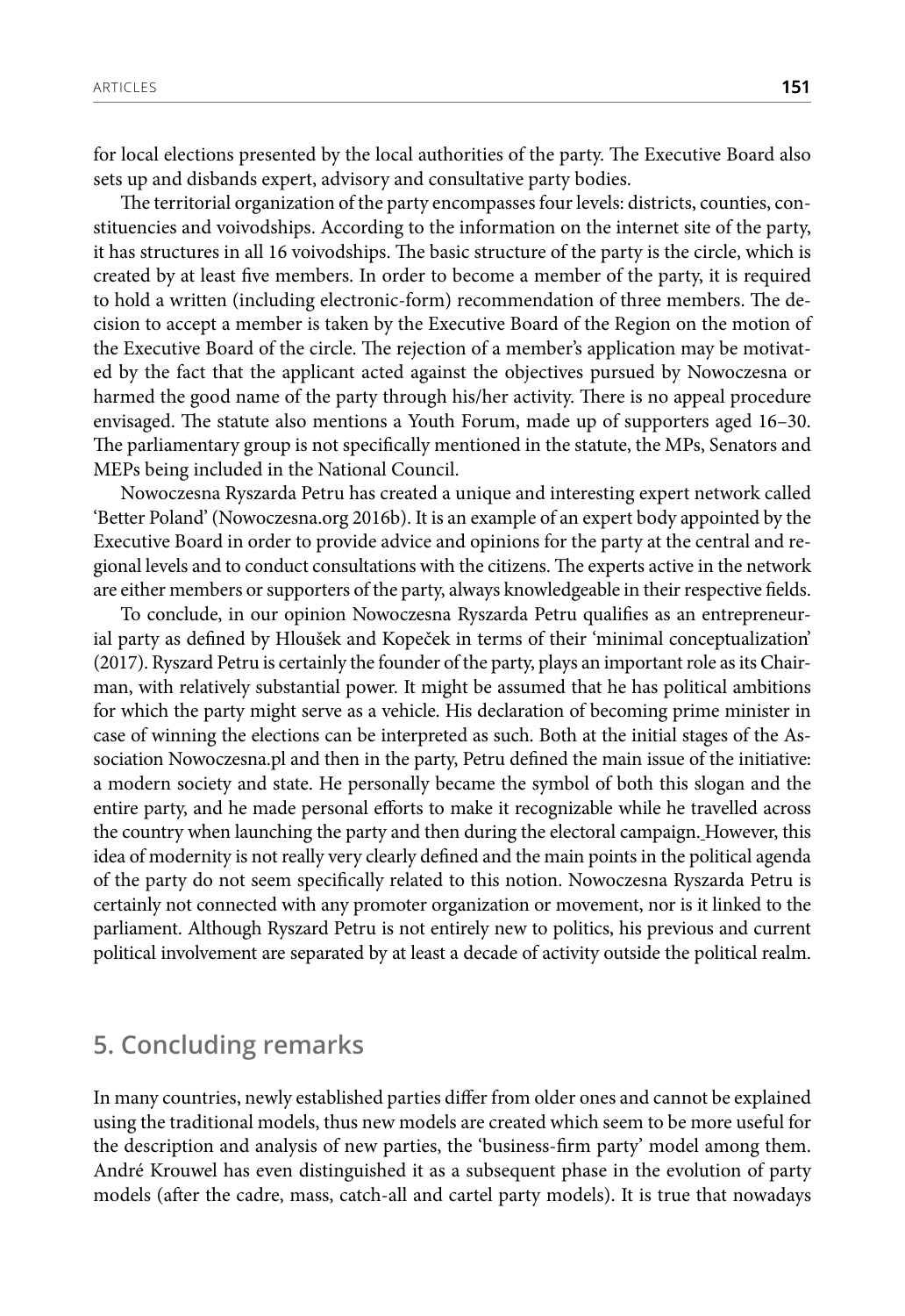for local elections presented by the local authorities of the party. The Executive Board also sets up and disbands expert, advisory and consultative party bodies.

The territorial organization of the party encompasses four levels: districts, counties, constituencies and voivodships. According to the information on the internet site of the party, it has structures in all 16 voivodships. The basic structure of the party is the circle, which is created by at least five members. In order to become a member of the party, it is required to hold a written (including electronic-form) recommendation of three members. The decision to accept a member is taken by the Executive Board of the Region on the motion of the Executive Board of the circle. The rejection of a member's application may be motivated by the fact that the applicant acted against the objectives pursued by Nowoczesna or harmed the good name of the party through his/her activity. There is no appeal procedure envisaged. The statute also mentions a Youth Forum, made up of supporters aged 16–30. The parliamentary group is not specifically mentioned in the statute, the MPs, Senators and MEPs being included in the National Council.

Nowoczesna Ryszarda Petru has created a unique and interesting expert network called 'Better Poland' (Nowoczesna.org 2016b). It is an example of an expert body appointed by the Executive Board in order to provide advice and opinions for the party at the central and regional levels and to conduct consultations with the citizens. The experts active in the network are either members or supporters of the party, always knowledgeable in their respective fields.

To conclude, in our opinion Nowoczesna Ryszarda Petru qualifies as an entrepreneurial party as defined by Hloušek and Kopeček in terms of their 'minimal conceptualization' (2017). Ryszard Petru is certainly the founder of the party, plays an important role as its Chairman, with relatively substantial power. It might be assumed that he has political ambitions for which the party might serve as a vehicle. His declaration of becoming prime minister in case of winning the elections can be interpreted as such. Both at the initial stages of the Association Nowoczesna.pl and then in the party, Petru defined the main issue of the initiative: a modern society and state. He personally became the symbol of both this slogan and the entire party, and he made personal efforts to make it recognizable while he travelled across the country when launching the party and then during the electoral campaign. However, this idea of modernity is not really very clearly defined and the main points in the political agenda of the party do not seem specifically related to this notion. Nowoczesna Ryszarda Petru is certainly not connected with any promoter organization or movement, nor is it linked to the parliament. Although Ryszard Petru is not entirely new to politics, his previous and current political involvement are separated by at least a decade of activity outside the political realm.

## 5. Concluding remarks

In many countries, newly established parties differ from older ones and cannot be explained using the traditional models, thus new models are created which seem to be more useful for the description and analysis of new parties, the 'business-firm party' model among them. André Krouwel has even distinguished it as a subsequent phase in the evolution of party models (after the cadre, mass, catch-all and cartel party models). It is true that nowadays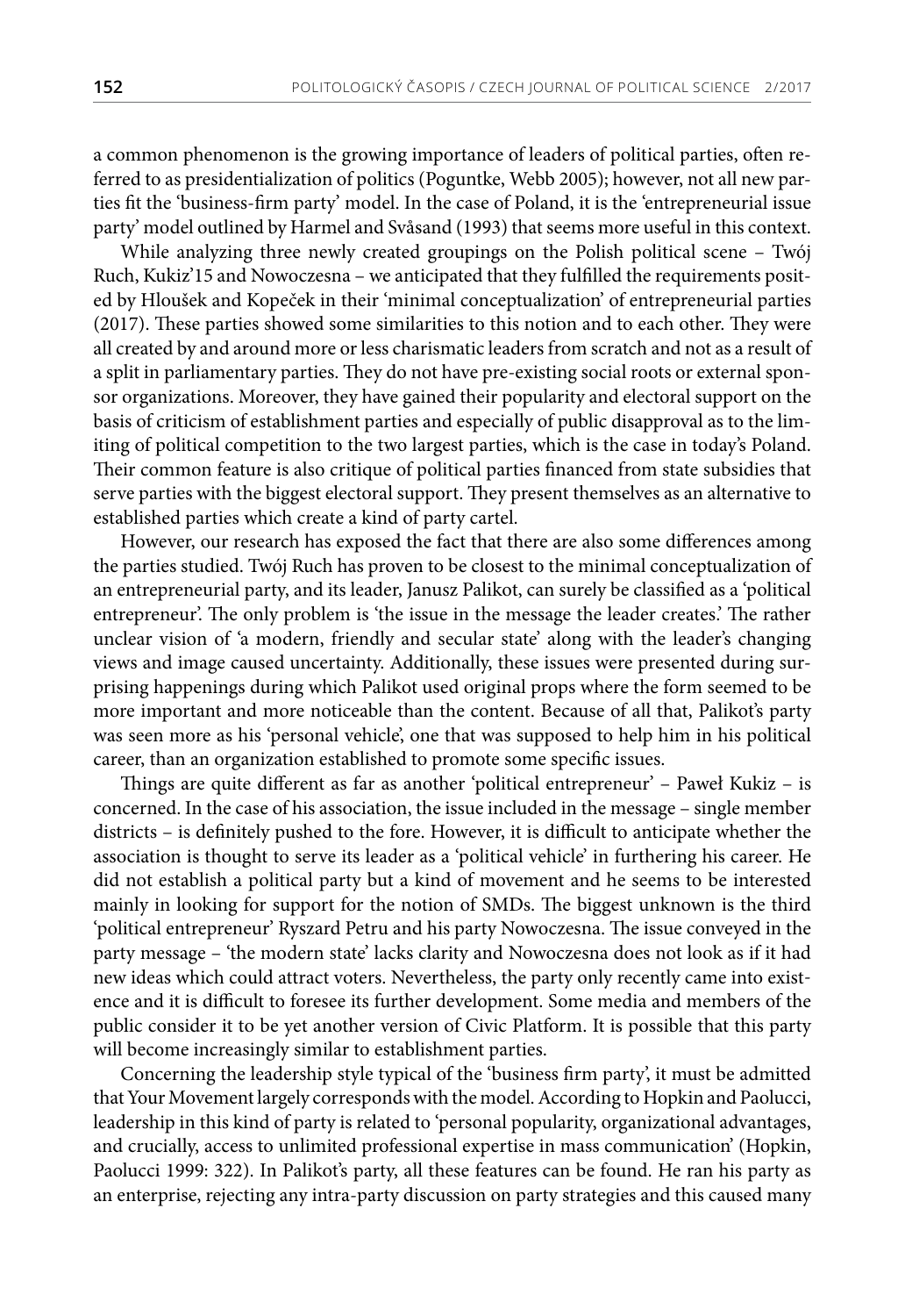a common phenomenon is the growing importance of leaders of political parties, often referred to as presidentialization of politics (Poguntke, Webb 2005); however, not all new parties fit the 'business-firm party' model. In the case of Poland, it is the 'entrepreneurial issue party' model outlined by Harmel and Svåsand (1993) that seems more useful in this context.

While analyzing three newly created groupings on the Polish political scene – Twój Ruch, Kukiz'15 and Nowoczesna – we anticipated that they fulfilled the requirements posited by Hloušek and Kopeček in their 'minimal conceptualization' of entrepreneurial parties (2017). These parties showed some similarities to this notion and to each other. They were all created by and around more or less charismatic leaders from scratch and not as a result of a split in parliamentary parties. They do not have pre-existing social roots or external sponsor organizations. Moreover, they have gained their popularity and electoral support on the basis of criticism of establishment parties and especially of public disapproval as to the limiting of political competition to the two largest parties, which is the case in today's Poland. Their common feature is also critique of political parties financed from state subsidies that serve parties with the biggest electoral support. They present themselves as an alternative to established parties which create a kind of party cartel.

However, our research has exposed the fact that there are also some differences among the parties studied. Twój Ruch has proven to be closest to the minimal conceptualization of an entrepreneurial party, and its leader, Janusz Palikot, can surely be classified as a 'political entrepreneur'. The only problem is 'the issue in the message the leader creates.' The rather unclear vision of 'a modern, friendly and secular state' along with the leader's changing views and image caused uncertainty. Additionally, these issues were presented during surprising happenings during which Palikot used original props where the form seemed to be more important and more noticeable than the content. Because of all that, Palikot's party was seen more as his 'personal vehicle', one that was supposed to help him in his political career, than an organization established to promote some specific issues.

Things are quite different as far as another 'political entrepreneur' – Paweł Kukiz – is concerned. In the case of his association, the issue included in the message – single member districts – is definitely pushed to the fore. However, it is difficult to anticipate whether the association is thought to serve its leader as a 'political vehicle' in furthering his career. He did not establish a political party but a kind of movement and he seems to be interested mainly in looking for support for the notion of SMDs. The biggest unknown is the third 'political entrepreneur' Ryszard Petru and his party Nowoczesna. The issue conveyed in the party message – 'the modern state' lacks clarity and Nowoczesna does not look as if it had new ideas which could attract voters. Nevertheless, the party only recently came into existence and it is difficult to foresee its further development. Some media and members of the public consider it to be yet another version of Civic Platform. It is possible that this party will become increasingly similar to establishment parties.

Concerning the leadership style typical of the 'business firm party', it must be admitted that Your Movement largely corresponds with the model. According to Hopkin and Paolucci, leadership in this kind of party is related to 'personal popularity, organizational advantages, and crucially, access to unlimited professional expertise in mass communication' (Hopkin, Paolucci 1999: 322). In Palikot's party, all these features can be found. He ran his party as an enterprise, rejecting any intra-party discussion on party strategies and this caused many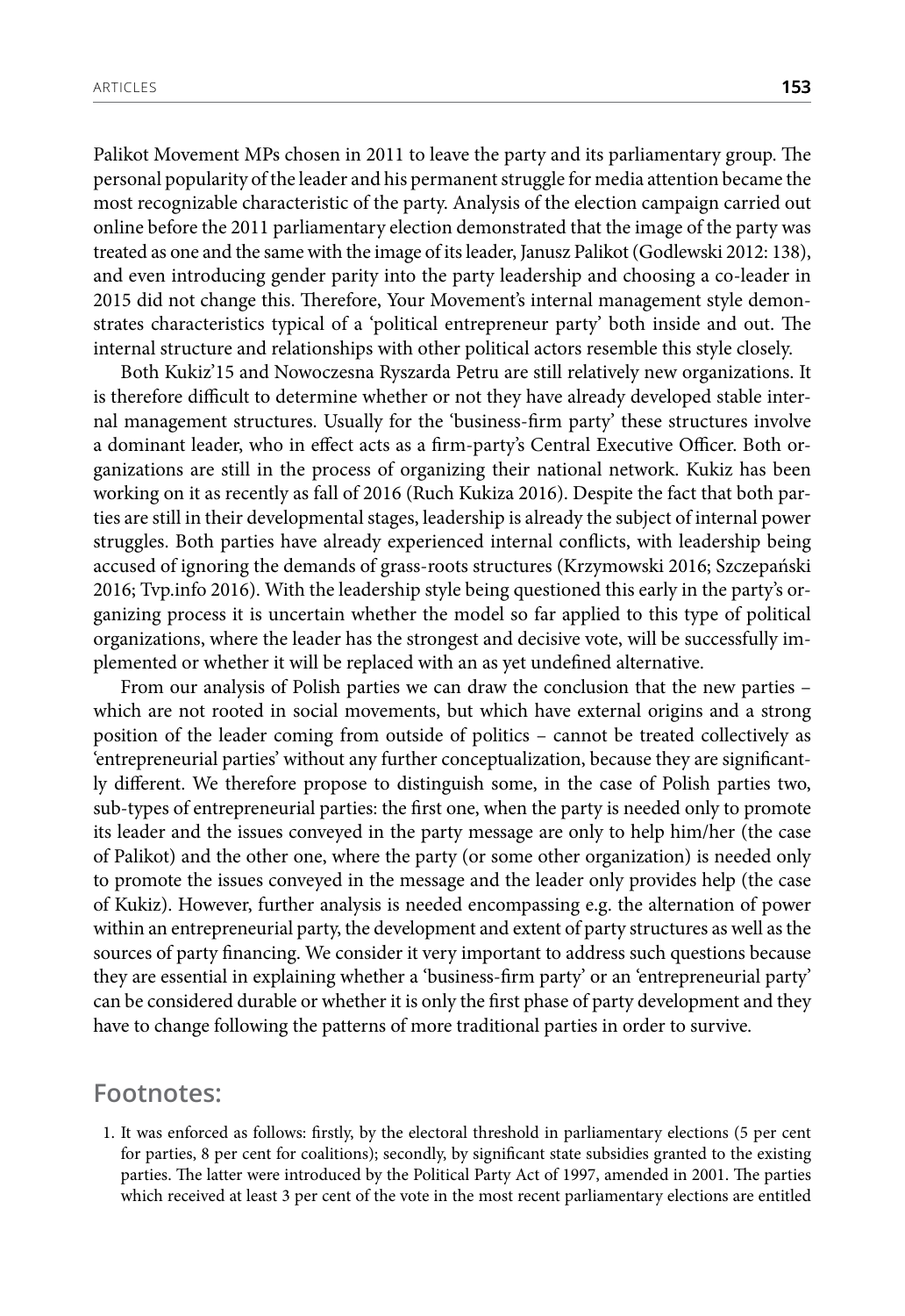Palikot Movement MPs chosen in 2011 to leave the party and its parliamentary group. The personal popularity of the leader and his permanent struggle for media attention became the most recognizable characteristic of the party. Analysis of the election campaign carried out online before the 2011 parliamentary election demonstrated that the image of the party was treated as one and the same with the image of its leader, Janusz Palikot (Godlewski 2012: 138), and even introducing gender parity into the party leadership and choosing a co-leader in 2015 did not change this. Therefore, Your Movement's internal management style demonstrates characteristics typical of a 'political entrepreneur party' both inside and out. The internal structure and relationships with other political actors resemble this style closely.

Both Kukiz'15 and Nowoczesna Ryszarda Petru are still relatively new organizations. It is therefore difficult to determine whether or not they have already developed stable internal management structures. Usually for the 'business-firm party' these structures involve a dominant leader, who in effect acts as a firm-party's Central Executive Officer. Both organizations are still in the process of organizing their national network. Kukiz has been working on it as recently as fall of 2016 (Ruch Kukiza 2016). Despite the fact that both parties are still in their developmental stages, leadership is already the subject of internal power struggles. Both parties have already experienced internal conflicts, with leadership being accused of ignoring the demands of grass-roots structures (Krzymowski 2016; Szczepański 2016; Tvp.info 2016). With the leadership style being questioned this early in the party's organizing process it is uncertain whether the model so far applied to this type of political organizations, where the leader has the strongest and decisive vote, will be successfully implemented or whether it will be replaced with an as yet undefined alternative.

From our analysis of Polish parties we can draw the conclusion that the new parties – which are not rooted in social movements, but which have external origins and a strong position of the leader coming from outside of politics – cannot be treated collectively as 'entrepreneurial parties' without any further conceptualization, because they are significantly different. We therefore propose to distinguish some, in the case of Polish parties two, sub-types of entrepreneurial parties: the first one, when the party is needed only to promote its leader and the issues conveyed in the party message are only to help him/her (the case of Palikot) and the other one, where the party (or some other organization) is needed only to promote the issues conveyed in the message and the leader only provides help (the case of Kukiz). However, further analysis is needed encompassing e.g. the alternation of power within an entrepreneurial party, the development and extent of party structures as well as the sources of party financing. We consider it very important to address such questions because they are essential in explaining whether a 'business-firm party' or an 'entrepreneurial party' can be considered durable or whether it is only the first phase of party development and they have to change following the patterns of more traditional parties in order to survive.

## Footnotes:

1. It was enforced as follows: firstly, by the electoral threshold in parliamentary elections (5 per cent for parties, 8 per cent for coalitions); secondly, by significant state subsidies granted to the existing parties. The latter were introduced by the Political Party Act of 1997, amended in 2001. The parties which received at least 3 per cent of the vote in the most recent parliamentary elections are entitled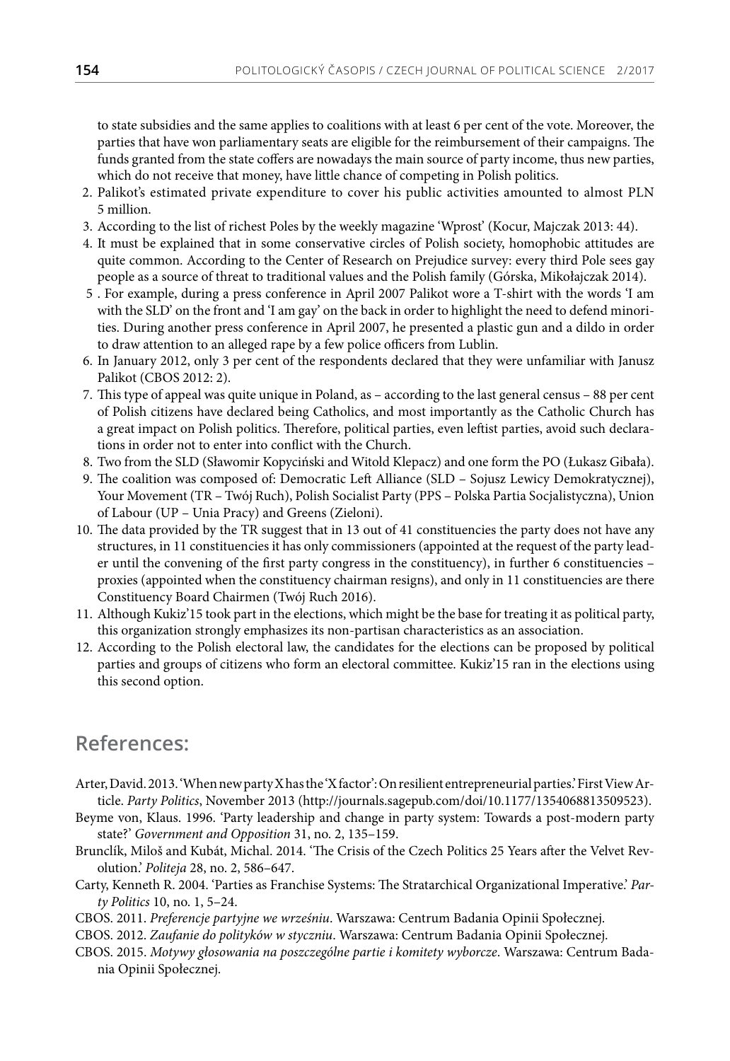to state subsidies and the same applies to coalitions with at least 6 per cent of the vote. Moreover, the parties that have won parliamentary seats are eligible for the reimbursement of their campaigns. The funds granted from the state coffers are nowadays the main source of party income, thus new parties, which do not receive that money, have little chance of competing in Polish politics.

2. Palikot's estimated private expenditure to cover his public activities amounted to almost PLN 5 million.
3. According to the list of richest Poles by the weekly magazine 'Wprost' (Kocur, Majczak 2013: 44).
4. It must be explained that in some conservative circles of Polish society, homophobic attitudes are quite common. According to the Center of Research on Prejudice survey: every third Pole sees gay people as a source of threat to traditional values and the Polish family (Górska, Mikołajczak 2014).
5. For example, during a press conference in April 2007 Palikot wore a T-shirt with the words 'I am with the SLD' on the front and 'I am gay' on the back in order to highlight the need to defend minorities. During another press conference in April 2007, he presented a plastic gun and a dildo in order to draw attention to an alleged rape by a few police officers from Lublin.
6. In January 2012, only 3 per cent of the respondents declared that they were unfamiliar with Janusz Palikot (CBOS 2012: 2).
7. This type of appeal was quite unique in Poland, as – according to the last general census – 88 per cent of Polish citizens have declared being Catholics, and most importantly as the Catholic Church has a great impact on Polish politics. Therefore, political parties, even leftist parties, avoid such declarations in order not to enter into conflict with the Church.
8. Two from the SLD (Sławomir Kopyciński and Witold Klepacz) and one form the PO (Łukasz Gibała).
9. The coalition was composed of: Democratic Left Alliance (SLD – Sojusz Lewicy Demokratycznej), Your Movement (TR – Twój Ruch), Polish Socialist Party (PPS – Polska Partia Socjalistyczna), Union of Labour (UP – Unia Pracy) and Greens (Zieloni).
10. The data provided by the TR suggest that in 13 out of 41 constituencies the party does not have any structures, in 11 constituencies it has only commissioners (appointed at the request of the party leader until the convening of the first party congress in the constituency), in further 6 constituencies – proxies (appointed when the constituency chairman resigns), and only in 11 constituencies are there Constituency Board Chairmen (Twój Ruch 2016).
11. Although Kukiz'15 took part in the elections, which might be the base for treating it as political party, this organization strongly emphasizes its non-partisan characteristics as an association.
12. According to the Polish electoral law, the candidates for the elections can be proposed by political parties and groups of citizens who form an electoral committee. Kukiz'15 ran in the elections using this second option.

## References:

Arter, David. 2013. 'When new party X has the 'X factor': On resilient entrepreneurial parties.' First View Article. *Party Politics*, November 2013 (http://journals.sagepub.com/doi/10.1177/1354068813509523).

Beyme von, Klaus. 1996. 'Party leadership and change in party system: Towards a post-modern party state?' *Government and Opposition* 31, no. 2, 135–159.

Brunclík, Miloš and Kubát, Michal. 2014. 'The Crisis of the Czech Politics 25 Years after the Velvet Revolution.' *Politeja* 28, no. 2, 586–647.

Carty, Kenneth R. 2004. 'Parties as Franchise Systems: The Stratarchical Organizational Imperative.' *Party Politics* 10, no. 1, 5–24.

CBOS. 2011. *Preferencje partyjne we wrześniu*. Warszawa: Centrum Badania Opinii Społecznej.

CBOS. 2012. *Zaufanie do polityków w styczniu*. Warszawa: Centrum Badania Opinii Społecznej.

CBOS. 2015. *Motywy głosowania na poszczególne partie i komitety wyborcze*. Warszawa: Centrum Badania Opinii Społecznej.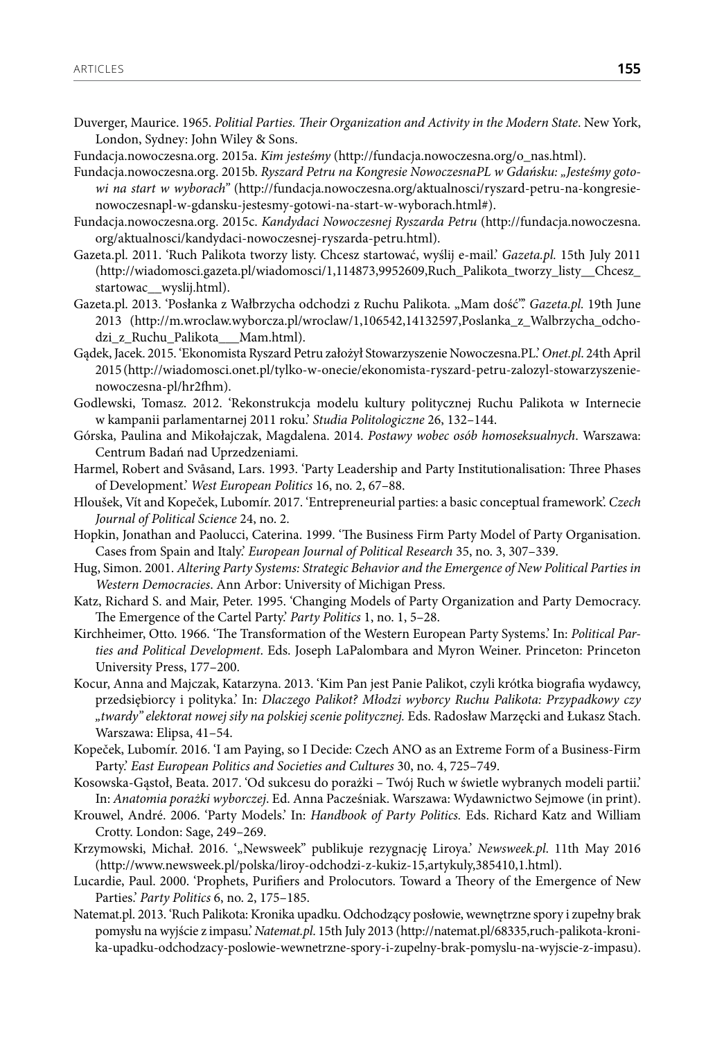Duverger, Maurice. 1965. *Politial Parties. Their Organization and Activity in the Modern State*. New York, London, Sydney: John Wiley & Sons.

Fundacja.nowoczesna.org. 2015a. *Kim jesteśmy* (http://fundacja.nowoczesna.org/o_nas.html).

Fundacja.nowoczesna.org. 2015b. *Ryszard Petru na Kongresie NowoczesnaPL w Gdańsku: „Jesteśmy gotowi na start w wyborach"* (http://fundacja.nowoczesna.org/aktualnosci/ryszard-petru-na-kongresie-nowoczesnapl-w-gdansku-jestesmy-gotowi-na-start-w-wyborach.html#).

Fundacja.nowoczesna.org. 2015c. *Kandydaci Nowoczesnej Ryszarda Petru* (http://fundacja.nowoczesna.org/aktualnosci/kandydaci-nowoczesnej-ryszarda-petru.html).

Gazeta.pl. 2011. 'Ruch Palikota tworzy listy. Chcesz startować, wyślij e-mail.' *Gazeta.pl*. 15th July 2011 (http://wiadomosci.gazeta.pl/wiadomosci/1,114873,9952609,Ruch_Palikota_tworzy_listy__Chcesz_startowac__wyslij.html).

Gazeta.pl. 2013. 'Posłanka z Wałbrzycha odchodzi z Ruchu Palikota. „Mam dość".' *Gazeta.pl*. 19th June 2013 (http://m.wroclaw.wyborcza.pl/wroclaw/1,106542,14132597,Poslanka_z_Walbrzycha_odchodzi_z_Ruchu_Palikota___Mam.html).

Gądek, Jacek. 2015. 'Ekonomista Ryszard Petru założył Stowarzyszenie Nowoczesna.PL.' *Onet.pl*. 24th April 2015 (http://wiadomosci.onet.pl/tylko-w-onecie/ekonomista-ryszard-petru-zalozyl-stowarzyszenie-nowoczesna-pl/hr2fhm).

Godlewski, Tomasz. 2012. 'Rekonstrukcja modelu kultury politycznej Ruchu Palikota w Internecie w kampanii parlamentarnej 2011 roku.' *Studia Politologiczne* 26, 132–144.

Górska, Paulina and Mikołajczak, Magdalena. 2014. *Postawy wobec osób homoseksualnych*. Warszawa: Centrum Badań nad Uprzedzeniami.

Harmel, Robert and Svåsand, Lars. 1993. 'Party Leadership and Party Institutionalisation: Three Phases of Development.' *West European Politics* 16, no. 2, 67–88.

Hloušek, Vít and Kopeček, Lubomír. 2017. 'Entrepreneurial parties: a basic conceptual framework'. *Czech Journal of Political Science* 24, no. 2.

Hopkin, Jonathan and Paolucci, Caterina. 1999. 'The Business Firm Party Model of Party Organisation. Cases from Spain and Italy.' *European Journal of Political Research* 35, no. 3, 307–339.

Hug, Simon. 2001. *Altering Party Systems: Strategic Behavior and the Emergence of New Political Parties in Western Democracies*. Ann Arbor: University of Michigan Press.

Katz, Richard S. and Mair, Peter. 1995. 'Changing Models of Party Organization and Party Democracy. The Emergence of the Cartel Party.' *Party Politics* 1, no. 1, 5–28.

Kirchheimer, Otto. 1966. 'The Transformation of the Western European Party Systems.' In: *Political Parties and Political Development*. Eds. Joseph LaPalombara and Myron Weiner. Princeton: Princeton University Press, 177–200.

Kocur, Anna and Majczak, Katarzyna. 2013. 'Kim Pan jest Panie Palikot, czyli krótka biografia wydawcy, przedsiębiorcy i polityka.' In: *Dlaczego Palikot? Młodzi wyborcy Ruchu Palikota: Przypadkowy czy „twardy" elektorat nowej siły na polskiej scenie politycznej.* Eds. Radosław Marzęcki and Łukasz Stach. Warszawa: Elipsa, 41–54.

Kopeček, Lubomír. 2016. 'I am Paying, so I Decide: Czech ANO as an Extreme Form of a Business-Firm Party.' *East European Politics and Societies and Cultures* 30, no. 4, 725–749.

Kosowska-Gąstoł, Beata. 2017. 'Od sukcesu do porażki – Twój Ruch w świetle wybranych modeli partii.' In: *Anatomia porażki wyborczej*. Ed. Anna Pacześniak. Warszawa: Wydawnictwo Sejmowe (in print).

Krouwel, André. 2006. 'Party Models.' In: *Handbook of Party Politics.* Eds. Richard Katz and William Crotty. London: Sage, 249–269.

Krzymowski, Michał. 2016. '„Newsweek" publikuje rezygnację Liroya.' *Newsweek.pl*. 11th May 2016 (http://www.newsweek.pl/polska/liroy-odchodzi-z-kukiz-15,artykuly,385410,1.html).

Lucardie, Paul. 2000. 'Prophets, Purifiers and Prolocutors. Toward a Theory of the Emergence of New Parties.' *Party Politics* 6, no. 2, 175–185.

Natemat.pl. 2013. 'Ruch Palikota: Kronika upadku. Odchodzący posłowie, wewnętrzne spory i zupełny brak pomysłu na wyjście z impasu.' *Natemat.pl*. 15th July 2013 (http://natemat.pl/68335,ruch-palikota-kronika-upadku-odchodzacy-poslowie-wewnetrzne-spory-i-zupelny-brak-pomyslu-na-wyjscie-z-impasu).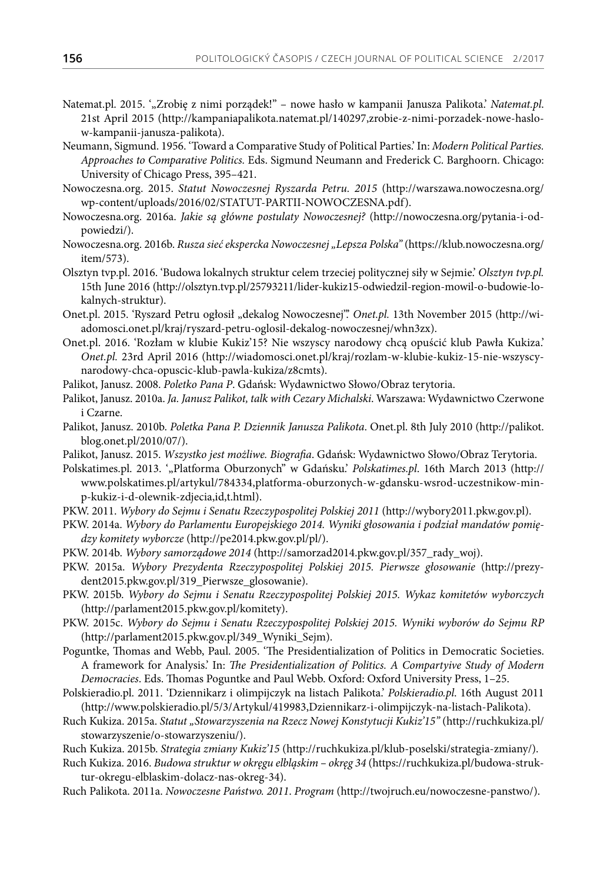Natemat.pl. 2015. '„Zrobię z nimi porządek!" – nowe hasło w kampanii Janusza Palikota.' *Natemat.pl*. 21st April 2015 (http://kampaniapalikota.natemat.pl/140297,zrobie-z-nimi-porzadek-nowe-haslo-w-kampanii-janusza-palikota).

Neumann, Sigmund. 1956. 'Toward a Comparative Study of Political Parties.' In: *Modern Political Parties. Approaches to Comparative Politics.* Eds. Sigmund Neumann and Frederick C. Barghoorn. Chicago: University of Chicago Press, 395–421.

Nowoczesna.org. 2015. *Statut Nowoczesnej Ryszarda Petru. 2015* (http://warszawa.nowoczesna.org/wp-content/uploads/2016/02/STATUT-PARTII-NOWOCZESNA.pdf).

Nowoczesna.org. 2016a. *Jakie są główne postulaty Nowoczesnej?* (http://nowoczesna.org/pytania-i-odpowiedzi/).

Nowoczesna.org. 2016b. *Rusza sieć ekspercka Nowoczesnej „Lepsza Polska"* (https://klub.nowoczesna.org/item/573).

Olsztyn tvp.pl. 2016. 'Budowa lokalnych struktur celem trzeciej politycznej siły w Sejmie.' *Olsztyn tvp.pl.* 15th June 2016 (http://olsztyn.tvp.pl/25793211/lider-kukiz15-odwiedzil-region-mowil-o-budowie-lokalnych-struktur).

Onet.pl. 2015. 'Ryszard Petru ogłosił „dekalog Nowoczesnej".' *Onet.pl.* 13th November 2015 (http://wiadomosci.onet.pl/kraj/ryszard-petru-oglosil-dekalog-nowoczesnej/whn3zx).

Onet.pl. 2016. 'Rozłam w klubie Kukiz'15? Nie wszyscy narodowy chcą opuścić klub Pawła Kukiza.' *Onet.pl.* 23rd April 2016 (http://wiadomosci.onet.pl/kraj/rozlam-w-klubie-kukiz-15-nie-wszyscy-narodowy-chca-opuscic-klub-pawla-kukiza/z8cmts).

Palikot, Janusz. 2008. *Poletko Pana P*. Gdańsk: Wydawnictwo Słowo/Obraz terytoria.

Palikot, Janusz. 2010a. *Ja. Janusz Palikot, talk with Cezary Michalski*. Warszawa: Wydawnictwo Czerwone i Czarne.

Palikot, Janusz. 2010b. *Poletka Pana P. Dziennik Janusza Palikota*. Onet.pl. 8th July 2010 (http://palikot.blog.onet.pl/2010/07/).

Palikot, Janusz. 2015. *Wszystko jest możliwe. Biografia*. Gdańsk: Wydawnictwo Słowo/Obraz Terytoria.

Polskatimes.pl. 2013. '„Platforma Oburzonych" w Gdańsku.' *Polskatimes.pl*. 16th March 2013 (http://www.polskatimes.pl/artykul/784334,platforma-oburzonych-w-gdansku-wsrod-uczestnikow-min-p-kukiz-i-d-olewnik-zdjecia,id,t.html).

PKW. 2011. *Wybory do Sejmu i Senatu Rzeczypospolitej Polskiej 2011* (http://wybory2011.pkw.gov.pl).

PKW. 2014a. *Wybory do Parlamentu Europejskiego 2014. Wyniki głosowania i podział mandatów pomiędzy komitety wyborcze* (http://pe2014.pkw.gov.pl/pl/).

PKW. 2014b. *Wybory samorządowe 2014* (http://samorzad2014.pkw.gov.pl/357_rady_woj).

PKW. 2015a. *Wybory Prezydenta Rzeczypospolitej Polskiej 2015. Pierwsze głosowanie* (http://prezydent2015.pkw.gov.pl/319_Pierwsze_glosowanie).

PKW. 2015b. *Wybory do Sejmu i Senatu Rzeczypospolitej Polskiej 2015. Wykaz komitetów wyborczych* (http://parlament2015.pkw.gov.pl/komitety).

PKW. 2015c. *Wybory do Sejmu i Senatu Rzeczypospolitej Polskiej 2015. Wyniki wyborów do Sejmu RP* (http://parlament2015.pkw.gov.pl/349_Wyniki_Sejm).

Poguntke, Thomas and Webb, Paul. 2005. 'The Presidentialization of Politics in Democratic Societies. A framework for Analysis.' In: *The Presidentialization of Politics. A Compartyive Study of Modern Democracies*. Eds. Thomas Poguntke and Paul Webb. Oxford: Oxford University Press, 1–25.

Polskieradio.pl. 2011. 'Dziennikarz i olimpijczyk na listach Palikota.' *Polskieradio.pl*. 16th August 2011 (http://www.polskieradio.pl/5/3/Artykul/419983,Dziennikarz-i-olimpijczyk-na-listach-Palikota).

Ruch Kukiza. 2015a. *Statut „Stowarzyszenia na Rzecz Nowej Konstytucji Kukiz'15"* (http://ruchkukiza.pl/stowarzyszenie/o-stowarzyszeniu/).

Ruch Kukiza. 2015b. *Strategia zmiany Kukiz'15* (http://ruchkukiza.pl/klub-poselski/strategia-zmiany/).

Ruch Kukiza. 2016. *Budowa struktur w okręgu elbląskim – okręg 34* (https://ruchkukiza.pl/budowa-struktur-okregu-elblaskim-dolacz-nas-okreg-34).

Ruch Palikota. 2011a. *Nowoczesne Państwo. 2011. Program* (http://twojruch.eu/nowoczesne-panstwo/).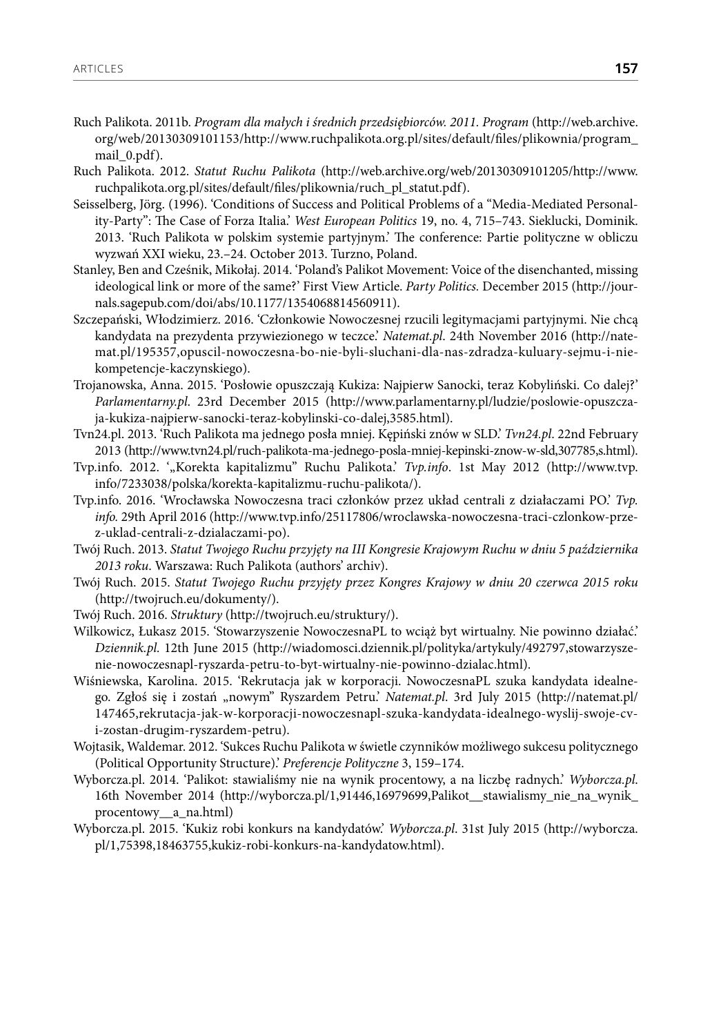Ruch Palikota. 2011b. *Program dla małych i średnich przedsiębiorców. 2011. Program* (http://web.archive.org/web/20130309101153/http://www.ruchpalikota.org.pl/sites/default/files/plikownia/program_mail_0.pdf).

Ruch Palikota. 2012. *Statut Ruchu Palikota* (http://web.archive.org/web/20130309101205/http://www.ruchpalikota.org.pl/sites/default/files/plikownia/ruch_pl_statut.pdf).

Seisselberg, Jörg. (1996). 'Conditions of Success and Political Problems of a "Media-Mediated Personality-Party": The Case of Forza Italia.' *West European Politics* 19, no. 4, 715–743. Sieklucki, Dominik. 2013. 'Ruch Palikota w polskim systemie partyjnym.' The conference: Partie polityczne w obliczu wyzwań XXI wieku, 23.–24. October 2013. Turzno, Poland.

Stanley, Ben and Cześnik, Mikołaj. 2014. 'Poland's Palikot Movement: Voice of the disenchanted, missing ideological link or more of the same?' First View Article. *Party Politics.* December 2015 (http://journals.sagepub.com/doi/abs/10.1177/1354068814560911).

Szczepański, Włodzimierz. 2016. 'Członkowie Nowoczesnej rzucili legitymacjami partyjnymi. Nie chcą kandydata na prezydenta przywiezionego w teczce.' *Natemat.pl*. 24th November 2016 (http://natemat.pl/195357,opuscil-nowoczesna-bo-nie-byli-sluchani-dla-nas-zdradza-kuluary-sejmu-i-nie-kompetencje-kaczynskiego).

Trojanowska, Anna. 2015. 'Posłowie opuszczają Kukiza: Najpierw Sanocki, teraz Kobyliński. Co dalej?' *Parlamentarny.pl.* 23rd December 2015 (http://www.parlamentarny.pl/ludzie/poslowie-opuszczaja-kukiza-najpierw-sanocki-teraz-kobylinski-co-dalej,3585.html).

Tvn24.pl. 2013. 'Ruch Palikota ma jednego posła mniej. Kępiński znów w SLD.' *Tvn24.pl*. 22nd February 2013 (http://www.tvn24.pl/ruch-palikota-ma-jednego-posla-mniej-kepinski-znow-w-sld,307785,s.html).

Tvp.info. 2012. '„Korekta kapitalizmu" Ruchu Palikota.' *Tvp.info*. 1st May 2012 (http://www.tvp.info/7233038/polska/korekta-kapitalizmu-ruchu-palikota/).

Tvp.info. 2016. 'Wrocławska Nowoczesna traci członków przez układ centrali z działaczami PO.' *Tvp. info.* 29th April 2016 (http://www.tvp.info/25117806/wroclawska-nowoczesna-traci-czlonkow-przez-uklad-centrali-z-dzialaczami-po).

Twój Ruch. 2013. *Statut Twojego Ruchu przyjęty na III Kongresie Krajowym Ruchu w dniu 5 października 2013 roku*. Warszawa: Ruch Palikota (authors' archiv).

Twój Ruch. 2015. *Statut Twojego Ruchu przyjęty przez Kongres Krajowy w dniu 20 czerwca 2015 roku* (http://twojruch.eu/dokumenty/).

Twój Ruch. 2016. *Struktury* (http://twojruch.eu/struktury/).

Wilkowicz, Łukasz 2015. 'Stowarzyszenie NowoczesnaPL to wciąż byt wirtualny. Nie powinno działać.' *Dziennik.pl.* 12th June 2015 (http://wiadomosci.dziennik.pl/polityka/artykuly/492797,stowarzyszenie-nowoczesnapl-ryszarda-petru-to-byt-wirtualny-nie-powinno-dzialac.html).

Wiśniewska, Karolina. 2015. 'Rekrutacja jak w korporacji. NowoczesnaPL szuka kandydata idealnego. Zgłoś się i zostań „nowym" Ryszardem Petru.' *Natemat.pl*. 3rd July 2015 (http://natemat.pl/147465,rekrutacja-jak-w-korporacji-nowoczesnapl-szuka-kandydata-idealnego-wyslij-swoje-cv-i-zostan-drugim-ryszardem-petru).

Wojtasik, Waldemar. 2012. 'Sukces Ruchu Palikota w świetle czynników możliwego sukcesu politycznego (Political Opportunity Structure).' *Preferencje Polityczne* 3, 159–174.

Wyborcza.pl. 2014. 'Palikot: stawialiśmy nie na wynik procentowy, a na liczbę radnych.' *Wyborcza.pl*. 16th November 2014 (http://wyborcza.pl/1,91446,16979699,Palikot__stawialismy_nie_na_wynik_procentowy__a_na.html)

Wyborcza.pl. 2015. 'Kukiz robi konkurs na kandydatów.' *Wyborcza.pl*. 31st July 2015 (http://wyborcza.pl/1,75398,18463755,kukiz-robi-konkurs-na-kandydatow.html).